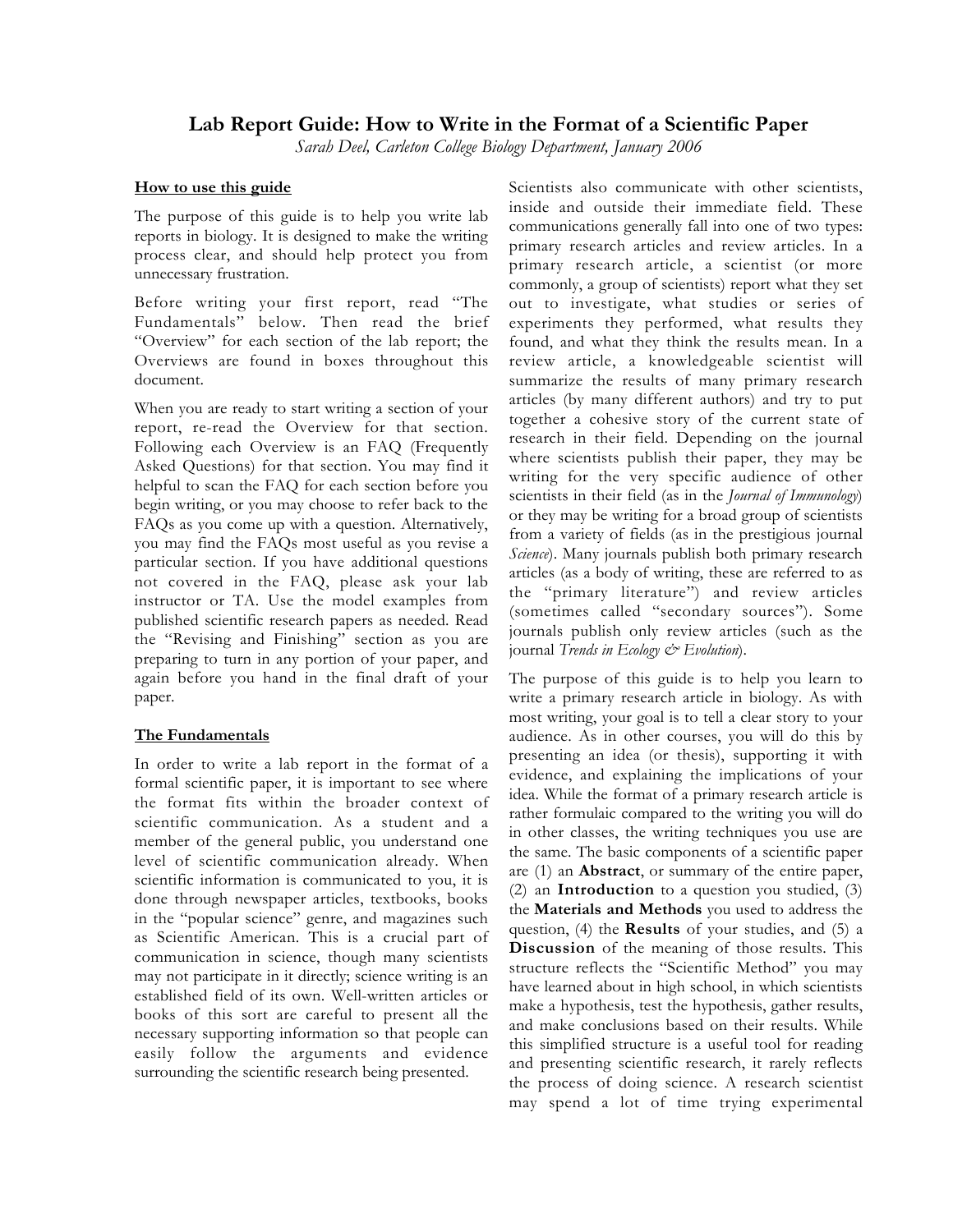# Lab Report Guide: How to Write in the Format of a Scientific Paper

*Sarah Deel, Carleton College Biology Department, January 2006*

## How to use this guide

The purpose of this guide is to help you write lab reports in biology. It is designed to make the writing process clear, and should help protect you from unnecessary frustration.

Before writing your first report, read "The Fundamentals" below. Then read the brief "Overview" for each section of the lab report; the Overviews are found in boxes throughout this document.

When you are ready to start writing a section of your report, re-read the Overview for that section. Following each Overview is an FAQ (Frequently Asked Questions) for that section. You may find it helpful to scan the FAQ for each section before you begin writing, or you may choose to refer back to the FAQs as you come up with a question. Alternatively, you may find the FAQs most useful as you revise a particular section. If you have additional questions not covered in the FAQ, please ask your lab instructor or TA. Use the model examples from published scientific research papers as needed. Read the "Revising and Finishing" section as you are preparing to turn in any portion of your paper, and again before you hand in the final draft of your paper.

## The Fundamentals

In order to write a lab report in the format of a formal scientific paper, it is important to see where the format fits within the broader context of scientific communication. As a student and a member of the general public, you understand one level of scientific communication already. When scientific information is communicated to you, it is done through newspaper articles, textbooks, books in the "popular science" genre, and magazines such as Scientific American. This is a crucial part of communication in science, though many scientists may not participate in it directly; science writing is an established field of its own. Well-written articles or books of this sort are careful to present all the necessary supporting information so that people can easily follow the arguments and evidence surrounding the scientific research being presented.

Scientists also communicate with other scientists, inside and outside their immediate field. These communications generally fall into one of two types: primary research articles and review articles. In a primary research article, a scientist (or more commonly, a group of scientists) report what they set out to investigate, what studies or series of experiments they performed, what results they found, and what they think the results mean. In a review article, a knowledgeable scientist will summarize the results of many primary research articles (by many different authors) and try to put together a cohesive story of the current state of research in their field. Depending on the journal where scientists publish their paper, they may be writing for the very specific audience of other scientists in their field (as in the *Journal of Immunology*) or they may be writing for a broad group of scientists from a variety of fields (as in the prestigious journal *Science*). Many journals publish both primary research articles (as a body of writing, these are referred to as the "primary literature") and review articles (sometimes called "secondary sources"). Some journals publish only review articles (such as the journal *Trends in Ecology & Evolution*).

The purpose of this guide is to help you learn to write a primary research article in biology. As with most writing, your goal is to tell a clear story to your audience. As in other courses, you will do this by presenting an idea (or thesis), supporting it with evidence, and explaining the implications of your idea. While the format of a primary research article is rather formulaic compared to the writing you will do in other classes, the writing techniques you use are the same. The basic components of a scientific paper are (1) an **Abstract**, or summary of the entire paper, (2) an **Introduction** to a question you studied, (3) the **Materials and Methods** you used to address the question, (4) the **Results** of your studies, and (5) a **Discussion** of the meaning of those results. This structure reflects the "Scientific Method" you may have learned about in high school, in which scientists make a hypothesis, test the hypothesis, gather results, and make conclusions based on their results. While this simplified structure is a useful tool for reading and presenting scientific research, it rarely reflects the process of doing science. A research scientist may spend a lot of time trying experimental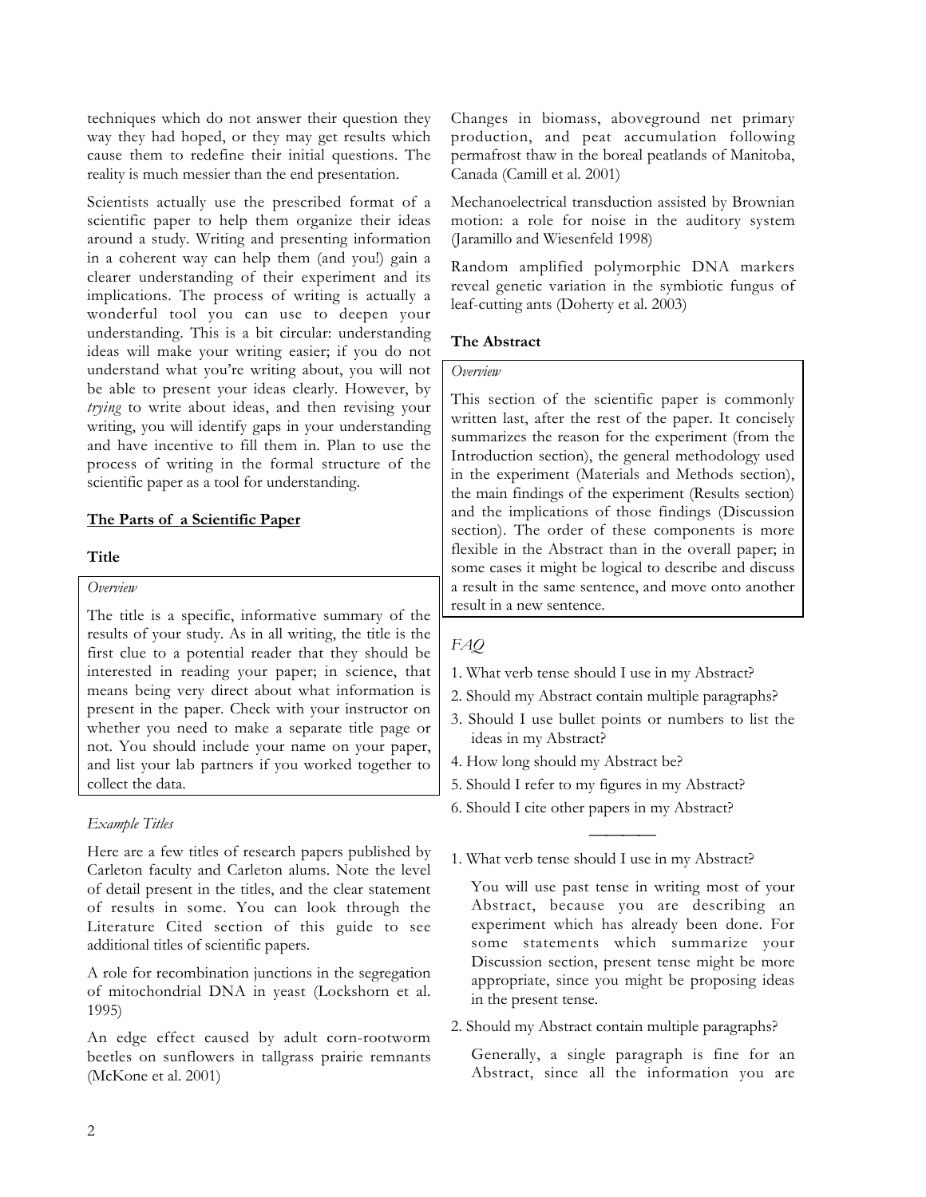techniques which do not answer their question they way they had hoped, or they may get results which cause them to redefine their initial questions. The reality is much messier than the end presentation.

Scientists actually use the prescribed format of a scientific paper to help them organize their ideas around a study. Writing and presenting information in a coherent way can help them (and you!) gain a clearer understanding of their experiment and its implications. The process of writing is actually a wonderful tool you can use to deepen your understanding. This is a bit circular: understanding ideas will make your writing easier; if you do not understand what you're writing about, you will not be able to present your ideas clearly. However, by *trying* to write about ideas, and then revising your writing, you will identify gaps in your understanding and have incentive to fill them in. Plan to use the process of writing in the formal structure of the scientific paper as a tool for understanding.

## The Parts of a Scientific Paper

### Title

*Overview*

The title is a specific, informative summary of the results of your study. As in all writing, the title is the first clue to a potential reader that they should be interested in reading your paper; in science, that means being very direct about what information is present in the paper. Check with your instructor on whether you need to make a separate title page or not. You should include your name on your paper, and list your lab partners if you worked together to collect the data.

*Example Titles*

Here are a few titles of research papers published by Carleton faculty and Carleton alums. Note the level of detail present in the titles, and the clear statement of results in some. You can look through the Literature Cited section of this guide to see additional titles of scientific papers.

A role for recombination junctions in the segregation of mitochondrial DNA in yeast (Lockshorn et al. 1995)

An edge effect caused by adult corn-rootworm beetles on sunflowers in tallgrass prairie remnants (McKone et al. 2001)

Changes in biomass, aboveground net primary production, and peat accumulation following permafrost thaw in the boreal peatlands of Manitoba, Canada (Camill et al. 2001)

Mechanoelectrical transduction assisted by Brownian motion: a role for noise in the auditory system (Jaramillo and Wiesenfeld 1998)

Random amplified polymorphic DNA markers reveal genetic variation in the symbiotic fungus of leaf-cutting ants (Doherty et al. 2003)

### The Abstract

*Overview*

This section of the scientific paper is commonly written last, after the rest of the paper. It concisely summarizes the reason for the experiment (from the Introduction section), the general methodology used in the experiment (Materials and Methods section), the main findings of the experiment (Results section) and the implications of those findings (Discussion section). The order of these components is more flexible in the Abstract than in the overall paper; in some cases it might be logical to describe and discuss a result in the same sentence, and move onto another result in a new sentence.

*FAQ*

1. What verb tense should I use in my Abstract?
2. Should my Abstract contain multiple paragraphs?
3. Should I use bullet points or numbers to list the ideas in my Abstract?
4. How long should my Abstract be?
5. Should I refer to my figures in my Abstract?
6. Should I cite other papers in my Abstract?

---

1. What verb tense should I use in my Abstract?

   You will use past tense in writing most of your Abstract, because you are describing an experiment which has already been done. For some statements which summarize your Discussion section, present tense might be more appropriate, since you might be proposing ideas in the present tense.

2. Should my Abstract contain multiple paragraphs?

   Generally, a single paragraph is fine for an Abstract, since all the information you are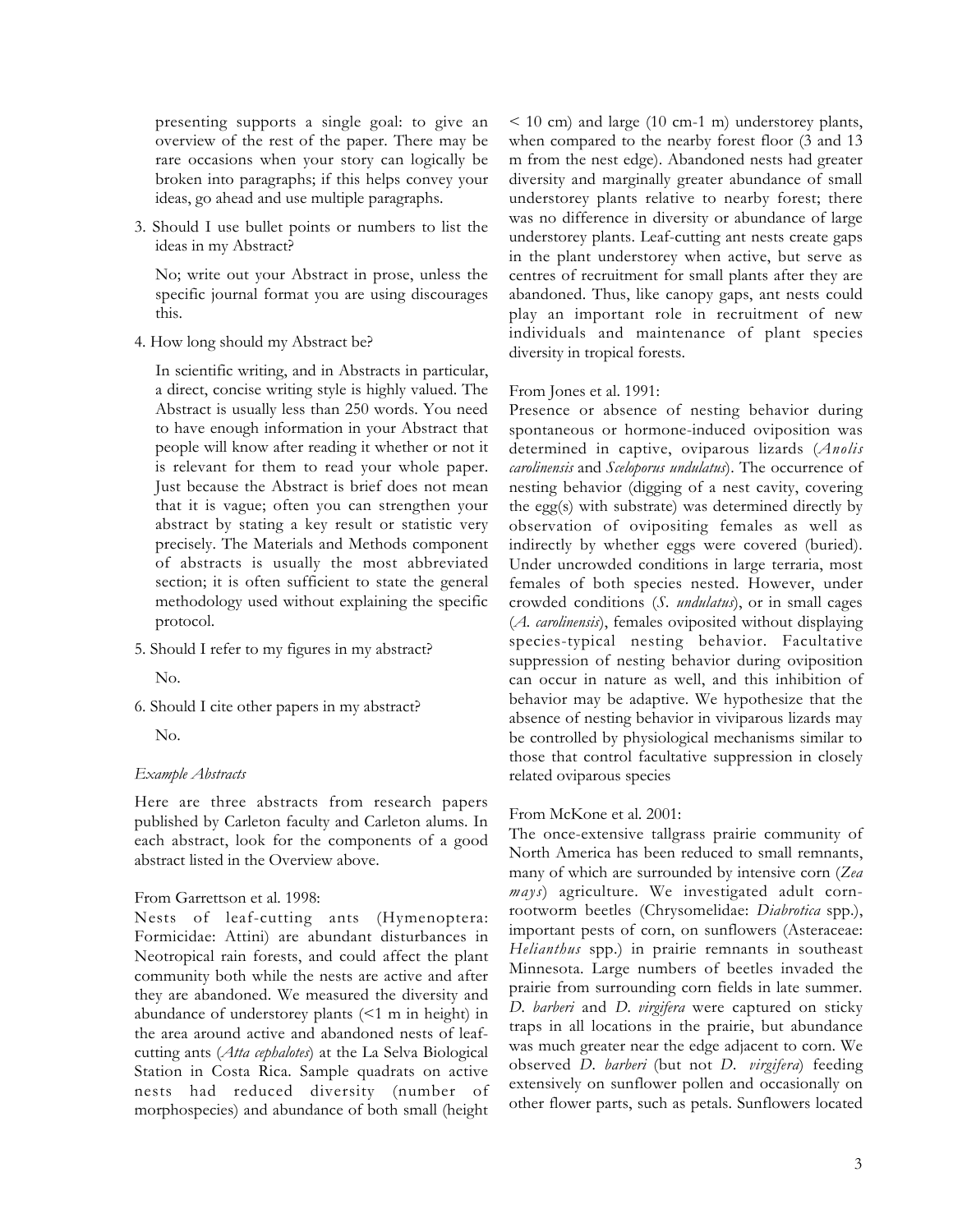presenting supports a single goal: to give an overview of the rest of the paper. There may be rare occasions when your story can logically be broken into paragraphs; if this helps convey your ideas, go ahead and use multiple paragraphs.

3. Should I use bullet points or numbers to list the ideas in my Abstract?

   No; write out your Abstract in prose, unless the specific journal format you are using discourages this.

4. How long should my Abstract be?

   In scientific writing, and in Abstracts in particular, a direct, concise writing style is highly valued. The Abstract is usually less than 250 words. You need to have enough information in your Abstract that people will know after reading it whether or not it is relevant for them to read your whole paper. Just because the Abstract is brief does not mean that it is vague; often you can strengthen your abstract by stating a key result or statistic very precisely. The Materials and Methods component of abstracts is usually the most abbreviated section; it is often sufficient to state the general methodology used without explaining the specific protocol.

5. Should I refer to my figures in my abstract?

   No.

6. Should I cite other papers in my abstract?

   No.

*Example Abstracts*

Here are three abstracts from research papers published by Carleton faculty and Carleton alums. In each abstract, look for the components of a good abstract listed in the Overview above.

From Garrettson et al. 1998:
Nests of leaf-cutting ants (Hymenoptera: Formicidae: Attini) are abundant disturbances in Neotropical rain forests, and could affect the plant community both while the nests are active and after they are abandoned. We measured the diversity and abundance of understorey plants (<1 m in height) in the area around active and abandoned nests of leaf-cutting ants (*Atta cephalotes*) at the La Selva Biological Station in Costa Rica. Sample quadrats on active nests had reduced diversity (number of morphospecies) and abundance of both small (height < 10 cm) and large (10 cm-1 m) understorey plants, when compared to the nearby forest floor (3 and 13 m from the nest edge). Abandoned nests had greater diversity and marginally greater abundance of small understorey plants relative to nearby forest; there was no difference in diversity or abundance of large understorey plants. Leaf-cutting ant nests create gaps in the plant understorey when active, but serve as centres of recruitment for small plants after they are abandoned. Thus, like canopy gaps, ant nests could play an important role in recruitment of new individuals and maintenance of plant species diversity in tropical forests.

From Jones et al. 1991:
Presence or absence of nesting behavior during spontaneous or hormone-induced oviposition was determined in captive, oviparous lizards (*Anolis carolinensis* and *Sceloporus undulatus*). The occurrence of nesting behavior (digging of a nest cavity, covering the egg(s) with substrate) was determined directly by observation of ovipositing females as well as indirectly by whether eggs were covered (buried). Under uncrowded conditions in large terraria, most females of both species nested. However, under crowded conditions (*S. undulatus*), or in small cages (*A. carolinensis*), females oviposited without displaying species-typical nesting behavior. Facultative suppression of nesting behavior during oviposition can occur in nature as well, and this inhibition of behavior may be adaptive. We hypothesize that the absence of nesting behavior in viviparous lizards may be controlled by physiological mechanisms similar to those that control facultative suppression in closely related oviparous species

From McKone et al. 2001:
The once-extensive tallgrass prairie community of North America has been reduced to small remnants, many of which are surrounded by intensive corn (*Zea mays*) agriculture. We investigated adult corn-rootworm beetles (Chrysomelidae: *Diabrotica* spp.), important pests of corn, on sunflowers (Asteraceae: *Helianthus* spp.) in prairie remnants in southeast Minnesota. Large numbers of beetles invaded the prairie from surrounding corn fields in late summer. *D. barberi* and *D. virgifera* were captured on sticky traps in all locations in the prairie, but abundance was much greater near the edge adjacent to corn. We observed *D. barberi* (but not *D. virgifera*) feeding extensively on sunflower pollen and occasionally on other flower parts, such as petals. Sunflowers located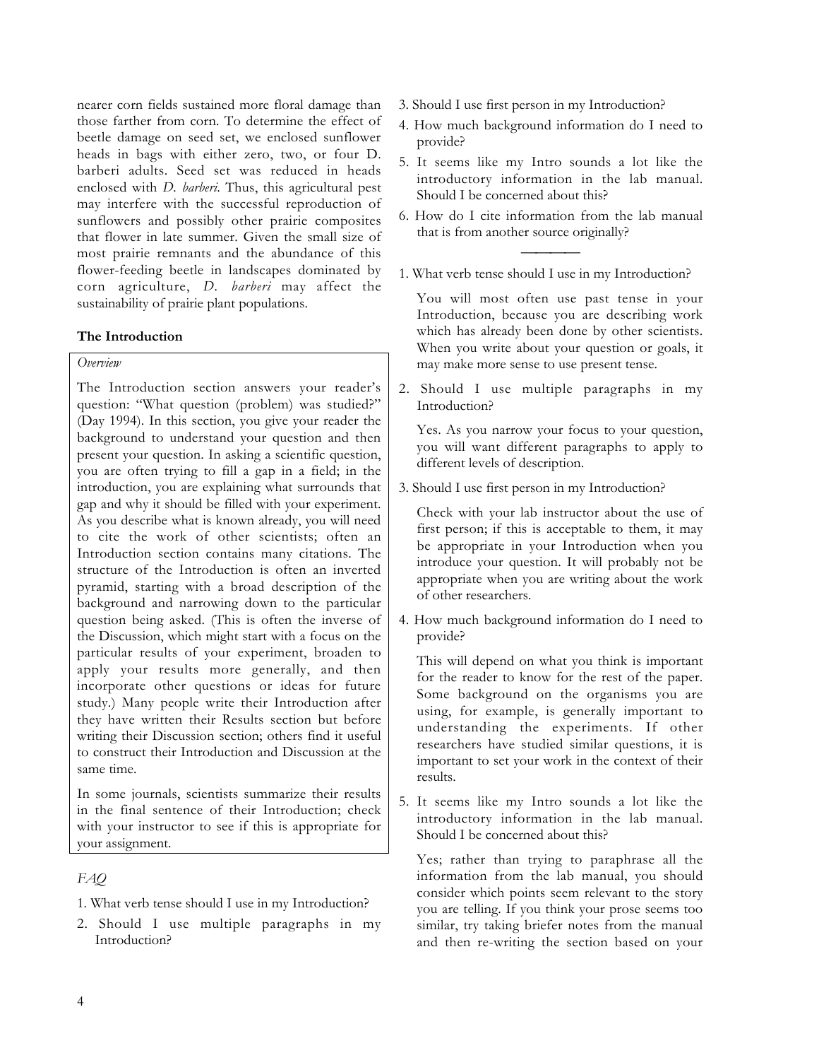nearer corn fields sustained more floral damage than those farther from corn. To determine the effect of beetle damage on seed set, we enclosed sunflower heads in bags with either zero, two, or four D. barberi adults. Seed set was reduced in heads enclosed with *D. barberi*. Thus, this agricultural pest may interfere with the successful reproduction of sunflowers and possibly other prairie composites that flower in late summer. Given the small size of most prairie remnants and the abundance of this flower-feeding beetle in landscapes dominated by corn agriculture, *D. barberi* may affect the sustainability of prairie plant populations.

## The Introduction

*Overview*

The Introduction section answers your reader's question: "What question (problem) was studied?" (Day 1994). In this section, you give your reader the background to understand your question and then present your question. In asking a scientific question, you are often trying to fill a gap in a field; in the introduction, you are explaining what surrounds that gap and why it should be filled with your experiment. As you describe what is known already, you will need to cite the work of other scientists; often an Introduction section contains many citations. The structure of the Introduction is often an inverted pyramid, starting with a broad description of the background and narrowing down to the particular question being asked. (This is often the inverse of the Discussion, which might start with a focus on the particular results of your experiment, broaden to apply your results more generally, and then incorporate other questions or ideas for future study.) Many people write their Introduction after they have written their Results section but before writing their Discussion section; others find it useful to construct their Introduction and Discussion at the same time.

In some journals, scientists summarize their results in the final sentence of their Introduction; check with your instructor to see if this is appropriate for your assignment.

*FAQ*

1. What verb tense should I use in my Introduction?
2. Should I use multiple paragraphs in my Introduction?
3. Should I use first person in my Introduction?
4. How much background information do I need to provide?
5. It seems like my Intro sounds a lot like the introductory information in the lab manual. Should I be concerned about this?
6. How do I cite information from the lab manual that is from another source originally?

---

1. What verb tense should I use in my Introduction?

   You will most often use past tense in your Introduction, because you are describing work which has already been done by other scientists. When you write about your question or goals, it may make more sense to use present tense.

2. Should I use multiple paragraphs in my Introduction?

   Yes. As you narrow your focus to your question, you will want different paragraphs to apply to different levels of description.

3. Should I use first person in my Introduction?

   Check with your lab instructor about the use of first person; if this is acceptable to them, it may be appropriate in your Introduction when you introduce your question. It will probably not be appropriate when you are writing about the work of other researchers.

4. How much background information do I need to provide?

   This will depend on what you think is important for the reader to know for the rest of the paper. Some background on the organisms you are using, for example, is generally important to understanding the experiments. If other researchers have studied similar questions, it is important to set your work in the context of their results.

5. It seems like my Intro sounds a lot like the introductory information in the lab manual. Should I be concerned about this?

   Yes; rather than trying to paraphrase all the information from the lab manual, you should consider which points seem relevant to the story you are telling. If you think your prose seems too similar, try taking briefer notes from the manual and then re-writing the section based on your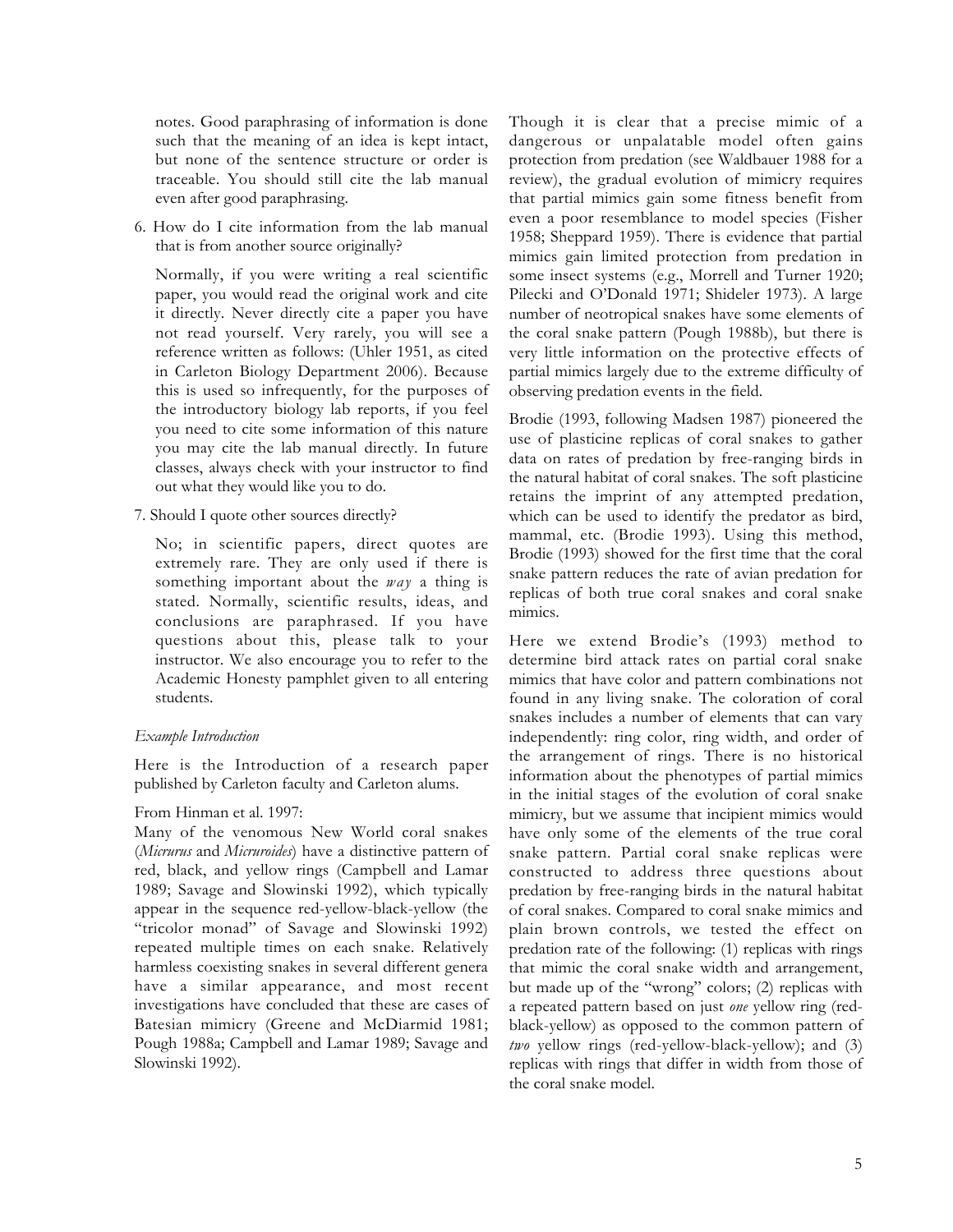notes. Good paraphrasing of information is done such that the meaning of an idea is kept intact, but none of the sentence structure or order is traceable. You should still cite the lab manual even after good paraphrasing.

6. How do I cite information from the lab manual that is from another source originally?

   Normally, if you were writing a real scientific paper, you would read the original work and cite it directly. Never directly cite a paper you have not read yourself. Very rarely, you will see a reference written as follows: (Uhler 1951, as cited in Carleton Biology Department 2006). Because this is used so infrequently, for the purposes of the introductory biology lab reports, if you feel you need to cite some information of this nature you may cite the lab manual directly. In future classes, always check with your instructor to find out what they would like you to do.

7. Should I quote other sources directly?

   No; in scientific papers, direct quotes are extremely rare. They are only used if there is something important about the *way* a thing is stated. Normally, scientific results, ideas, and conclusions are paraphrased. If you have questions about this, please talk to your instructor. We also encourage you to refer to the Academic Honesty pamphlet given to all entering students.

*Example Introduction*

Here is the Introduction of a research paper published by Carleton faculty and Carleton alums.

From Hinman et al. 1997:

Many of the venomous New World coral snakes (*Micrurus* and *Micruroides*) have a distinctive pattern of red, black, and yellow rings (Campbell and Lamar 1989; Savage and Slowinski 1992), which typically appear in the sequence red-yellow-black-yellow (the "tricolor monad" of Savage and Slowinski 1992) repeated multiple times on each snake. Relatively harmless coexisting snakes in several different genera have a similar appearance, and most recent investigations have concluded that these are cases of Batesian mimicry (Greene and McDiarmid 1981; Pough 1988a; Campbell and Lamar 1989; Savage and Slowinski 1992).

Though it is clear that a precise mimic of a dangerous or unpalatable model often gains protection from predation (see Waldbauer 1988 for a review), the gradual evolution of mimicry requires that partial mimics gain some fitness benefit from even a poor resemblance to model species (Fisher 1958; Sheppard 1959). There is evidence that partial mimics gain limited protection from predation in some insect systems (e.g., Morrell and Turner 1920; Pilecki and O'Donald 1971; Shideler 1973). A large number of neotropical snakes have some elements of the coral snake pattern (Pough 1988b), but there is very little information on the protective effects of partial mimics largely due to the extreme difficulty of observing predation events in the field.

Brodie (1993, following Madsen 1987) pioneered the use of plasticine replicas of coral snakes to gather data on rates of predation by free-ranging birds in the natural habitat of coral snakes. The soft plasticine retains the imprint of any attempted predation, which can be used to identify the predator as bird, mammal, etc. (Brodie 1993). Using this method, Brodie (1993) showed for the first time that the coral snake pattern reduces the rate of avian predation for replicas of both true coral snakes and coral snake mimics.

Here we extend Brodie's (1993) method to determine bird attack rates on partial coral snake mimics that have color and pattern combinations not found in any living snake. The coloration of coral snakes includes a number of elements that can vary independently: ring color, ring width, and order of the arrangement of rings. There is no historical information about the phenotypes of partial mimics in the initial stages of the evolution of coral snake mimicry, but we assume that incipient mimics would have only some of the elements of the true coral snake pattern. Partial coral snake replicas were constructed to address three questions about predation by free-ranging birds in the natural habitat of coral snakes. Compared to coral snake mimics and plain brown controls, we tested the effect on predation rate of the following: (1) replicas with rings that mimic the coral snake width and arrangement, but made up of the "wrong" colors; (2) replicas with a repeated pattern based on just *one* yellow ring (red-black-yellow) as opposed to the common pattern of *two* yellow rings (red-yellow-black-yellow); and (3) replicas with rings that differ in width from those of the coral snake model.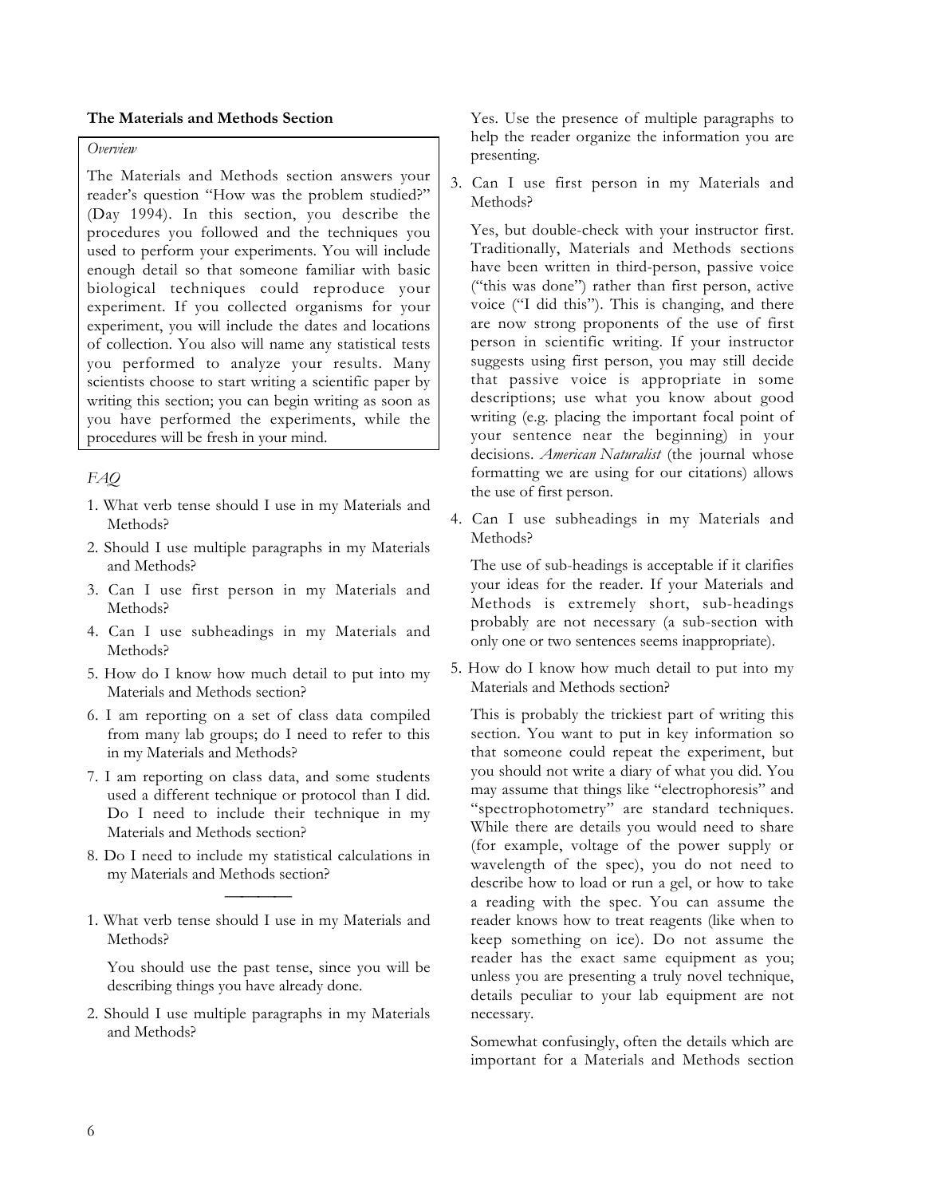### The Materials and Methods Section

*Overview*

The Materials and Methods section answers your reader's question "How was the problem studied?" (Day 1994). In this section, you describe the procedures you followed and the techniques you used to perform your experiments. You will include enough detail so that someone familiar with basic biological techniques could reproduce your experiment. If you collected organisms for your experiment, you will include the dates and locations of collection. You also will name any statistical tests you performed to analyze your results. Many scientists choose to start writing a scientific paper by writing this section; you can begin writing as soon as you have performed the experiments, while the procedures will be fresh in your mind.

*FAQ*

1. What verb tense should I use in my Materials and Methods?
2. Should I use multiple paragraphs in my Materials and Methods?
3. Can I use first person in my Materials and Methods?
4. Can I use subheadings in my Materials and Methods?
5. How do I know how much detail to put into my Materials and Methods section?
6. I am reporting on a set of class data compiled from many lab groups; do I need to refer to this in my Materials and Methods?
7. I am reporting on class data, and some students used a different technique or protocol than I did. Do I need to include their technique in my Materials and Methods section?
8. Do I need to include my statistical calculations in my Materials and Methods section?

---

1. What verb tense should I use in my Materials and Methods?

   You should use the past tense, since you will be describing things you have already done.

2. Should I use multiple paragraphs in my Materials and Methods?

   Yes. Use the presence of multiple paragraphs to help the reader organize the information you are presenting.

3. Can I use first person in my Materials and Methods?

   Yes, but double-check with your instructor first. Traditionally, Materials and Methods sections have been written in third-person, passive voice ("this was done") rather than first person, active voice ("I did this"). This is changing, and there are now strong proponents of the use of first person in scientific writing. If your instructor suggests using first person, you may still decide that passive voice is appropriate in some descriptions; use what you know about good writing (e.g. placing the important focal point of your sentence near the beginning) in your decisions. *American Naturalist* (the journal whose formatting we are using for our citations) allows the use of first person.

4. Can I use subheadings in my Materials and Methods?

   The use of sub-headings is acceptable if it clarifies your ideas for the reader. If your Materials and Methods is extremely short, sub-headings probably are not necessary (a sub-section with only one or two sentences seems inappropriate).

5. How do I know how much detail to put into my Materials and Methods section?

   This is probably the trickiest part of writing this section. You want to put in key information so that someone could repeat the experiment, but you should not write a diary of what you did. You may assume that things like "electrophoresis" and "spectrophotometry" are standard techniques. While there are details you would need to share (for example, voltage of the power supply or wavelength of the spec), you do not need to describe how to load or run a gel, or how to take a reading with the spec. You can assume the reader knows how to treat reagents (like when to keep something on ice). Do not assume the reader has the exact same equipment as you; unless you are presenting a truly novel technique, details peculiar to your lab equipment are not necessary.

   Somewhat confusingly, often the details which are important for a Materials and Methods section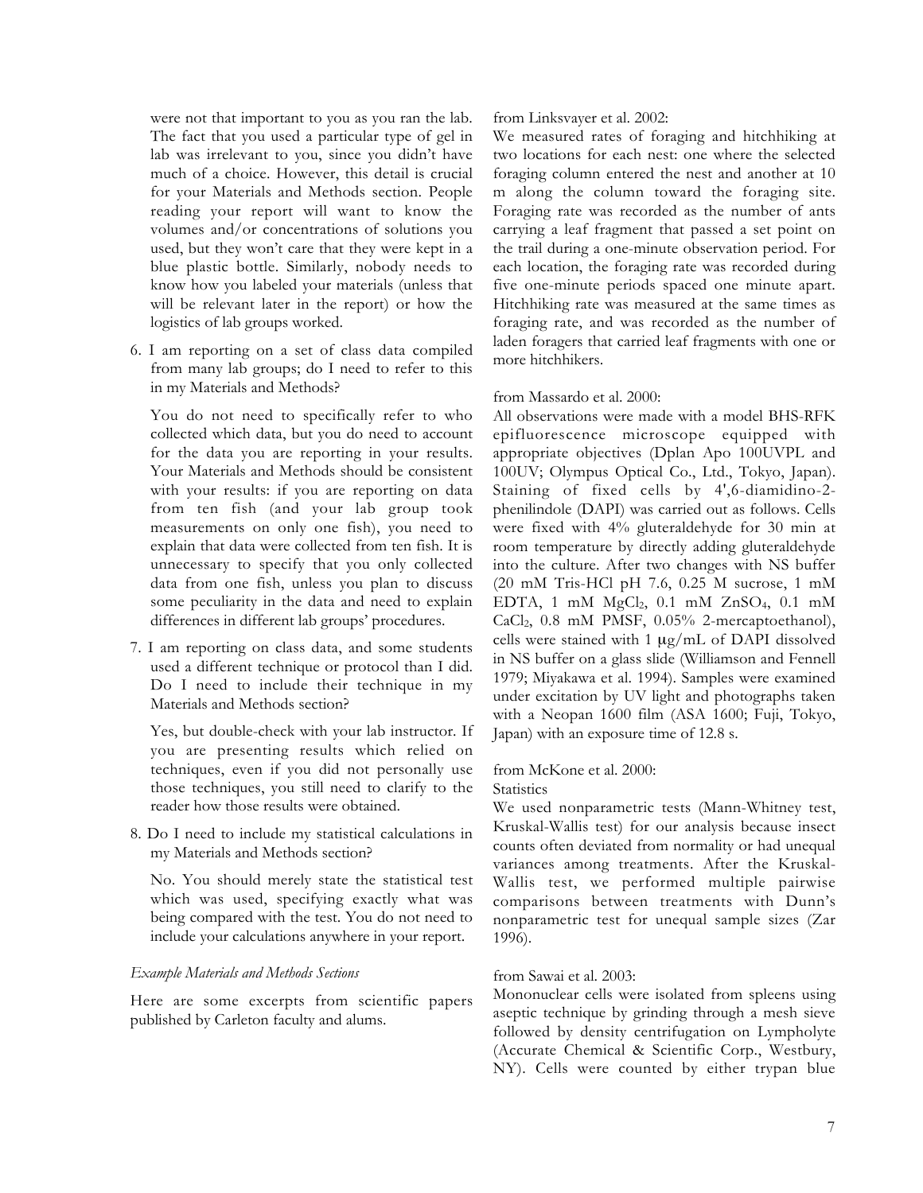were not that important to you as you ran the lab. The fact that you used a particular type of gel in lab was irrelevant to you, since you didn't have much of a choice. However, this detail is crucial for your Materials and Methods section. People reading your report will want to know the volumes and/or concentrations of solutions you used, but they won't care that they were kept in a blue plastic bottle. Similarly, nobody needs to know how you labeled your materials (unless that will be relevant later in the report) or how the logistics of lab groups worked.

6. I am reporting on a set of class data compiled from many lab groups; do I need to refer to this in my Materials and Methods?

   You do not need to specifically refer to who collected which data, but you do need to account for the data you are reporting in your results. Your Materials and Methods should be consistent with your results: if you are reporting on data from ten fish (and your lab group took measurements on only one fish), you need to explain that data were collected from ten fish. It is unnecessary to specify that you only collected data from one fish, unless you plan to discuss some peculiarity in the data and need to explain differences in different lab groups' procedures.

7. I am reporting on class data, and some students used a different technique or protocol than I did. Do I need to include their technique in my Materials and Methods section?

   Yes, but double-check with your lab instructor. If you are presenting results which relied on techniques, even if you did not personally use those techniques, you still need to clarify to the reader how those results were obtained.

8. Do I need to include my statistical calculations in my Materials and Methods section?

   No. You should merely state the statistical test which was used, specifying exactly what was being compared with the test. You do not need to include your calculations anywhere in your report.

*Example Materials and Methods Sections*

Here are some excerpts from scientific papers published by Carleton faculty and alums.

from Linksvayer et al. 2002:

We measured rates of foraging and hitchhiking at two locations for each nest: one where the selected foraging column entered the nest and another at 10 m along the column toward the foraging site. Foraging rate was recorded as the number of ants carrying a leaf fragment that passed a set point on the trail during a one-minute observation period. For each location, the foraging rate was recorded during five one-minute periods spaced one minute apart. Hitchhiking rate was measured at the same times as foraging rate, and was recorded as the number of laden foragers that carried leaf fragments with one or more hitchhikers.

from Massardo et al. 2000:

All observations were made with a model BHS-RFK epifluorescence microscope equipped with appropriate objectives (Dplan Apo 100UVPL and 100UV; Olympus Optical Co., Ltd., Tokyo, Japan). Staining of fixed cells by 4',6-diamidino-2-phenilindole (DAPI) was carried out as follows. Cells were fixed with 4% gluteraldehyde for 30 min at room temperature by directly adding gluteraldehyde into the culture. After two changes with NS buffer (20 mM Tris-HCl pH 7.6, 0.25 M sucrose, 1 mM EDTA, 1 mM $MgCl_2$, 0.1 mM $ZnSO_4$, 0.1 mM $CaCl_2$, 0.8 mM PMSF, 0.05% 2-mercaptoethanol), cells were stained with 1 μg/mL of DAPI dissolved in NS buffer on a glass slide (Williamson and Fennell 1979; Miyakawa et al. 1994). Samples were examined under excitation by UV light and photographs taken with a Neopan 1600 film (ASA 1600; Fuji, Tokyo, Japan) with an exposure time of 12.8 s.

from McKone et al. 2000:

Statistics

We used nonparametric tests (Mann-Whitney test, Kruskal-Wallis test) for our analysis because insect counts often deviated from normality or had unequal variances among treatments. After the Kruskal-Wallis test, we performed multiple pairwise comparisons between treatments with Dunn's nonparametric test for unequal sample sizes (Zar 1996).

from Sawai et al. 2003:

Mononuclear cells were isolated from spleens using aseptic technique by grinding through a mesh sieve followed by density centrifugation on Lympholyte (Accurate Chemical & Scientific Corp., Westbury, NY). Cells were counted by either trypan blue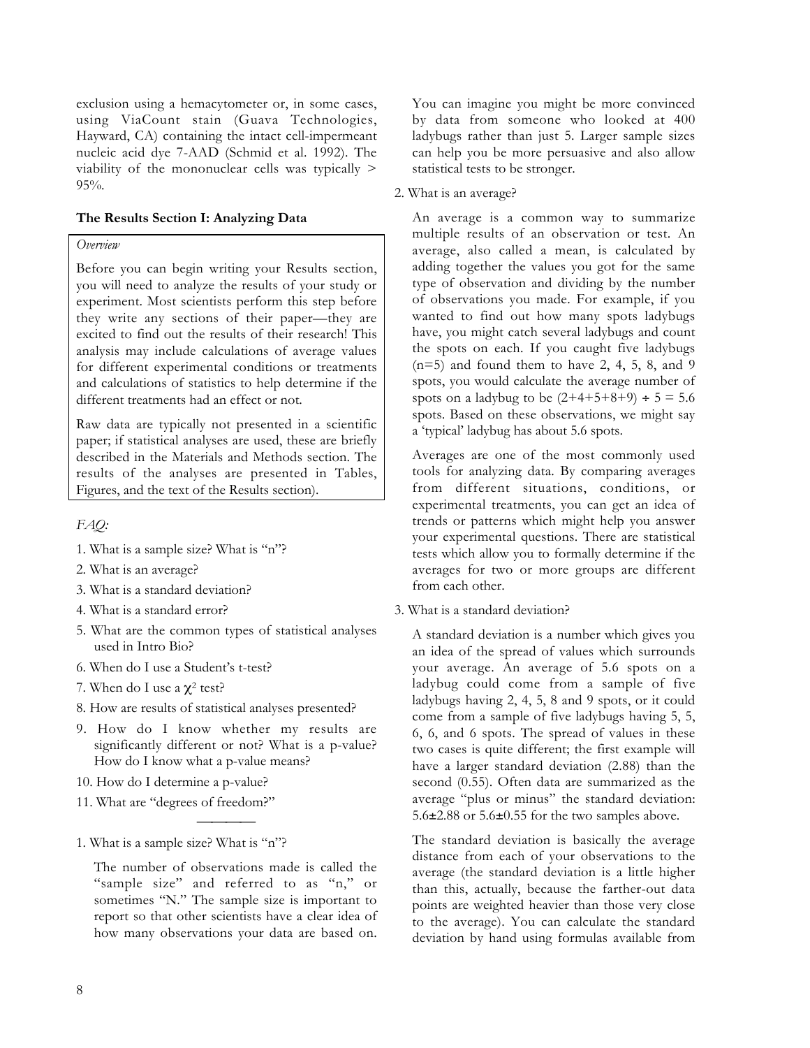exclusion using a hemacytometer or, in some cases, using ViaCount stain (Guava Technologies, Hayward, CA) containing the intact cell-impermeant nucleic acid dye 7-AAD (Schmid et al. 1992). The viability of the mononuclear cells was typically > 95%.

### The Results Section I: Analyzing Data

*Overview*

Before you can begin writing your Results section, you will need to analyze the results of your study or experiment. Most scientists perform this step before they write any sections of their paper—they are excited to find out the results of their research! This analysis may include calculations of average values for different experimental conditions or treatments and calculations of statistics to help determine if the different treatments had an effect or not.

Raw data are typically not presented in a scientific paper; if statistical analyses are used, these are briefly described in the Materials and Methods section. The results of the analyses are presented in Tables, Figures, and the text of the Results section).

*FAQ:*

1. What is a sample size? What is "n"?
2. What is an average?
3. What is a standard deviation?
4. What is a standard error?
5. What are the common types of statistical analyses used in Intro Bio?
6. When do I use a Student's t-test?
7. When do I use a $\chi^2$ test?
8. How are results of statistical analyses presented?
9. How do I know whether my results are significantly different or not? What is a p-value? How do I know what a p-value means?
10. How do I determine a p-value?
11. What are "degrees of freedom?"

---

1. What is a sample size? What is "n"?

The number of observations made is called the "sample size" and referred to as "n," or sometimes "N." The sample size is important to report so that other scientists have a clear idea of how many observations your data are based on. You can imagine you might be more convinced by data from someone who looked at 400 ladybugs rather than just 5. Larger sample sizes can help you be more persuasive and also allow statistical tests to be stronger.

2. What is an average?

An average is a common way to summarize multiple results of an observation or test. An average, also called a mean, is calculated by adding together the values you got for the same type of observation and dividing by the number of observations you made. For example, if you wanted to find out how many spots ladybugs have, you might catch several ladybugs and count the spots on each. If you caught five ladybugs (n=5) and found them to have 2, 4, 5, 8, and 9 spots, you would calculate the average number of spots on a ladybug to be $(2+4+5+8+9) \div 5 = 5.6$ spots. Based on these observations, we might say a 'typical' ladybug has about 5.6 spots.

Averages are one of the most commonly used tools for analyzing data. By comparing averages from different situations, conditions, or experimental treatments, you can get an idea of trends or patterns which might help you answer your experimental questions. There are statistical tests which allow you to formally determine if the averages for two or more groups are different from each other.

3. What is a standard deviation?

A standard deviation is a number which gives you an idea of the spread of values which surrounds your average. An average of 5.6 spots on a ladybug could come from a sample of five ladybugs having 2, 4, 5, 8 and 9 spots, or it could come from a sample of five ladybugs having 5, 5, 6, 6, and 6 spots. The spread of values in these two cases is quite different; the first example will have a larger standard deviation (2.88) than the second (0.55). Often data are summarized as the average "plus or minus" the standard deviation: $5.6\pm2.88$ or $5.6\pm0.55$ for the two samples above.

The standard deviation is basically the average distance from each of your observations to the average (the standard deviation is a little higher than this, actually, because the farther-out data points are weighted heavier than those very close to the average). You can calculate the standard deviation by hand using formulas available from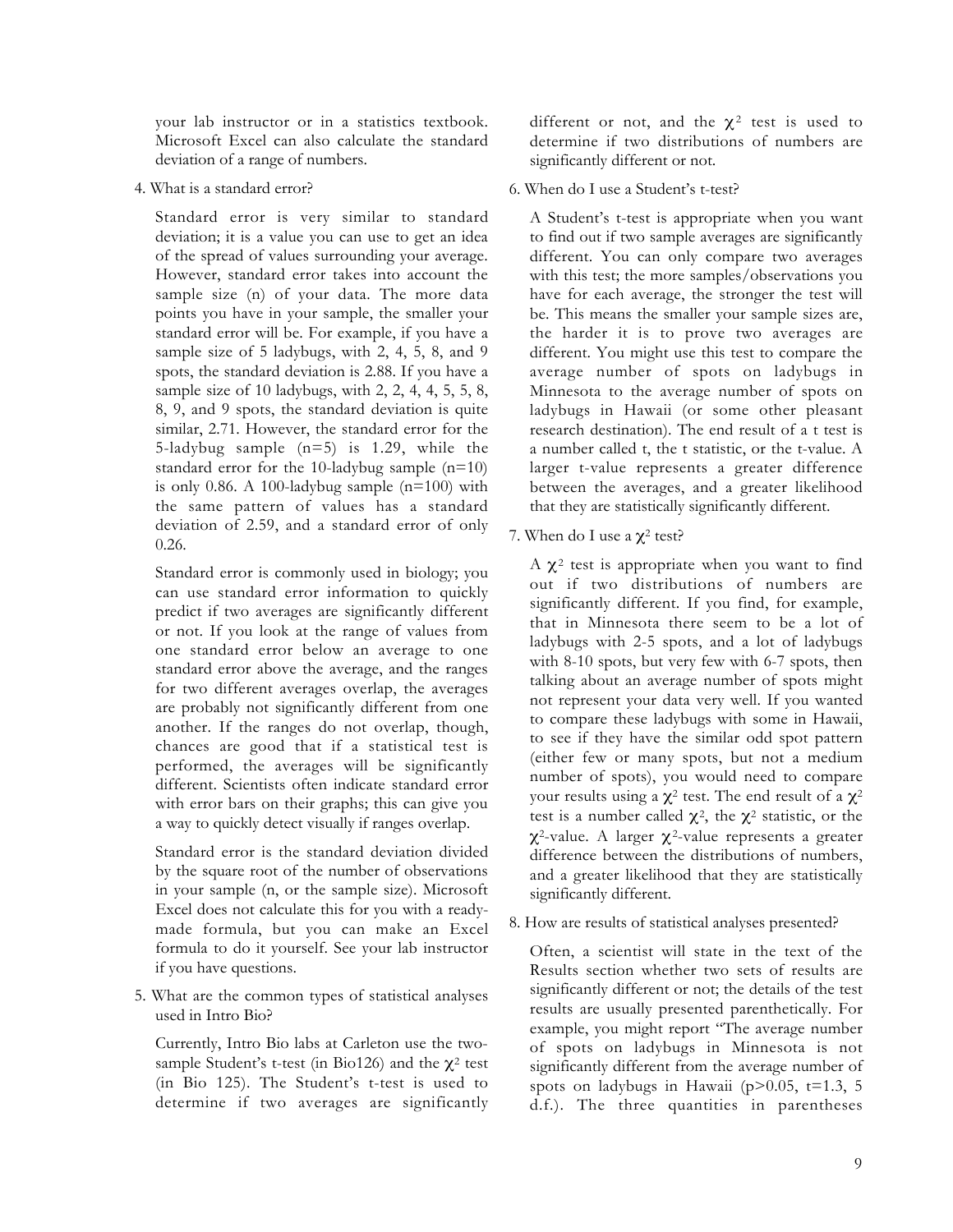your lab instructor or in a statistics textbook. Microsoft Excel can also calculate the standard deviation of a range of numbers.

4. What is a standard error?

   Standard error is very similar to standard deviation; it is a value you can use to get an idea of the spread of values surrounding your average. However, standard error takes into account the sample size (n) of your data. The more data points you have in your sample, the smaller your standard error will be. For example, if you have a sample size of 5 ladybugs, with 2, 4, 5, 8, and 9 spots, the standard deviation is 2.88. If you have a sample size of 10 ladybugs, with 2, 2, 4, 4, 5, 5, 8, 8, 9, and 9 spots, the standard deviation is quite similar, 2.71. However, the standard error for the 5-ladybug sample (n=5) is 1.29, while the standard error for the 10-ladybug sample (n=10) is only 0.86. A 100-ladybug sample (n=100) with the same pattern of values has a standard deviation of 2.59, and a standard error of only 0.26.

   Standard error is commonly used in biology; you can use standard error information to quickly predict if two averages are significantly different or not. If you look at the range of values from one standard error below an average to one standard error above the average, and the ranges for two different averages overlap, the averages are probably not significantly different from one another. If the ranges do not overlap, though, chances are good that if a statistical test is performed, the averages will be significantly different. Scientists often indicate standard error with error bars on their graphs; this can give you a way to quickly detect visually if ranges overlap.

   Standard error is the standard deviation divided by the square root of the number of observations in your sample (n, or the sample size). Microsoft Excel does not calculate this for you with a ready-made formula, but you can make an Excel formula to do it yourself. See your lab instructor if you have questions.

5. What are the common types of statistical analyses used in Intro Bio?

   Currently, Intro Bio labs at Carleton use the two-sample Student's t-test (in Bio126) and the $\chi^2$ test (in Bio 125). The Student's t-test is used to determine if two averages are significantly different or not, and the $\chi^2$ test is used to determine if two distributions of numbers are significantly different or not.

6. When do I use a Student's t-test?

   A Student's t-test is appropriate when you want to find out if two sample averages are significantly different. You can only compare two averages with this test; the more samples/observations you have for each average, the stronger the test will be. This means the smaller your sample sizes are, the harder it is to prove two averages are different. You might use this test to compare the average number of spots on ladybugs in Minnesota to the average number of spots on ladybugs in Hawaii (or some other pleasant research destination). The end result of a t test is a number called t, the t statistic, or the t-value. A larger t-value represents a greater difference between the averages, and a greater likelihood that they are statistically significantly different.

7. When do I use a $\chi^2$ test?

   A $\chi^2$ test is appropriate when you want to find out if two distributions of numbers are significantly different. If you find, for example, that in Minnesota there seem to be a lot of ladybugs with 2-5 spots, and a lot of ladybugs with 8-10 spots, but very few with 6-7 spots, then talking about an average number of spots might not represent your data very well. If you wanted to compare these ladybugs with some in Hawaii, to see if they have the similar odd spot pattern (either few or many spots, but not a medium number of spots), you would need to compare your results using a $\chi^2$ test. The end result of a $\chi^2$ test is a number called $\chi^2$, the $\chi^2$ statistic, or the $\chi^2$-value. A larger $\chi^2$-value represents a greater difference between the distributions of numbers, and a greater likelihood that they are statistically significantly different.

8. How are results of statistical analyses presented?

   Often, a scientist will state in the text of the Results section whether two sets of results are significantly different or not; the details of the test results are usually presented parenthetically. For example, you might report "The average number of spots on ladybugs in Minnesota is not significantly different from the average number of spots on ladybugs in Hawaii ($p>0.05$, $t=1.3$, 5 d.f.). The three quantities in parentheses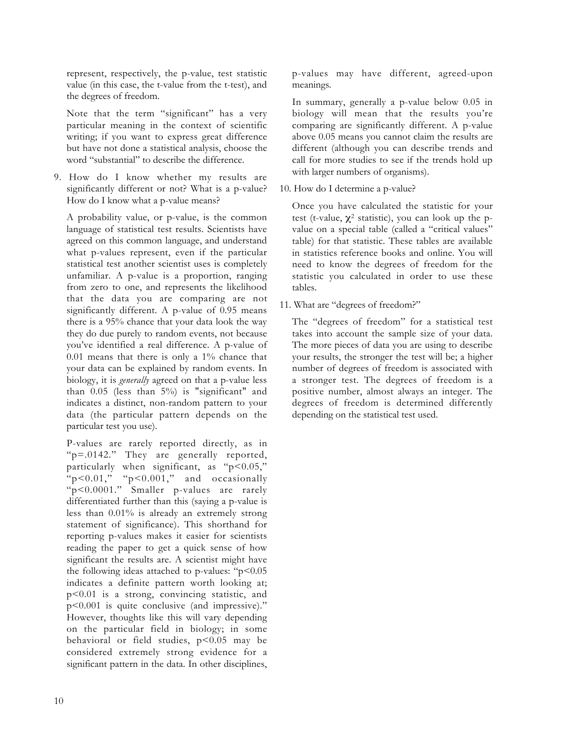represent, respectively, the p-value, test statistic value (in this case, the t-value from the t-test), and the degrees of freedom.

Note that the term "significant" has a very particular meaning in the context of scientific writing; if you want to express great difference but have not done a statistical analysis, choose the word "substantial" to describe the difference.

9. How do I know whether my results are significantly different or not? What is a p-value? How do I know what a p-value means?

   A probability value, or p-value, is the common language of statistical test results. Scientists have agreed on this common language, and understand what p-values represent, even if the particular statistical test another scientist uses is completely unfamiliar. A p-value is a proportion, ranging from zero to one, and represents the likelihood that the data you are comparing are not significantly different. A p-value of 0.95 means there is a 95% chance that your data look the way they do due purely to random events, not because you've identified a real difference. A p-value of 0.01 means that there is only a 1% chance that your data can be explained by random events. In biology, it is *generally* agreed on that a p-value less than 0.05 (less than 5%) is "significant" and indicates a distinct, non-random pattern to your data (the particular pattern depends on the particular test you use).

   P-values are rarely reported directly, as in "$p=.0142$." They are generally reported, particularly when significant, as "$p<0.05$," "$p<0.01$," "$p<0.001$," and occasionally "$p<0.0001$." Smaller p-values are rarely differentiated further than this (saying a p-value is less than 0.01% is already an extremely strong statement of significance). This shorthand for reporting p-values makes it easier for scientists reading the paper to get a quick sense of how significant the results are. A scientist might have the following ideas attached to p-values: "$p<0.05$ indicates a definite pattern worth looking at; $p<0.01$ is a strong, convincing statistic, and $p<0.001$ is quite conclusive (and impressive)." However, thoughts like this will vary depending on the particular field in biology; in some behavioral or field studies, $p<0.05$ may be considered extremely strong evidence for a significant pattern in the data. In other disciplines, p-values may have different, agreed-upon meanings.

   In summary, generally a p-value below 0.05 in biology will mean that the results you're comparing are significantly different. A p-value above 0.05 means you cannot claim the results are different (although you can describe trends and call for more studies to see if the trends hold up with larger numbers of organisms).

10. How do I determine a p-value?

    Once you have calculated the statistic for your test (t-value, $\chi^2$ statistic), you can look up the p-value on a special table (called a "critical values" table) for that statistic. These tables are available in statistics reference books and online. You will need to know the degrees of freedom for the statistic you calculated in order to use these tables.

11. What are "degrees of freedom?"

    The "degrees of freedom" for a statistical test takes into account the sample size of your data. The more pieces of data you are using to describe your results, the stronger the test will be; a higher number of degrees of freedom is associated with a stronger test. The degrees of freedom is a positive number, almost always an integer. The degrees of freedom is determined differently depending on the statistical test used.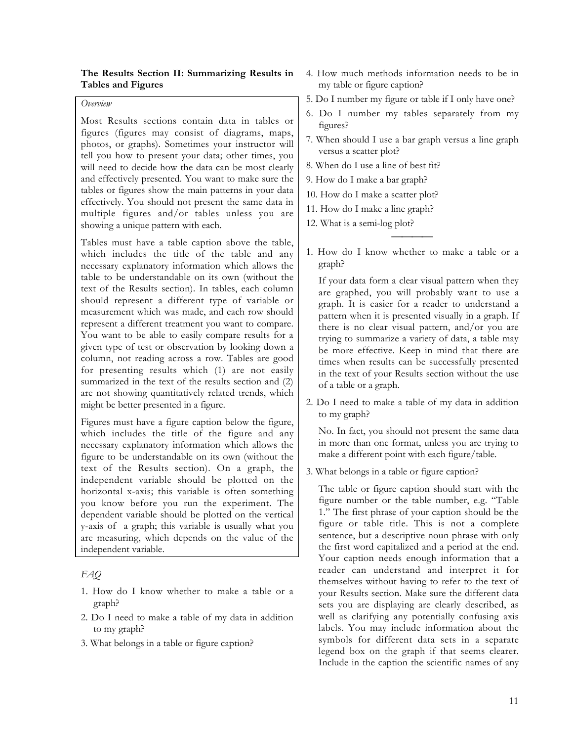**The Results Section II: Summarizing Results in Tables and Figures**

*Overview*

Most Results sections contain data in tables or figures (figures may consist of diagrams, maps, photos, or graphs). Sometimes your instructor will tell you how to present your data; other times, you will need to decide how the data can be most clearly and effectively presented. You want to make sure the tables or figures show the main patterns in your data effectively. You should not present the same data in multiple figures and/or tables unless you are showing a unique pattern with each.

Tables must have a table caption above the table, which includes the title of the table and any necessary explanatory information which allows the table to be understandable on its own (without the text of the Results section). In tables, each column should represent a different type of variable or measurement which was made, and each row should represent a different treatment you want to compare. You want to be able to easily compare results for a given type of test or observation by looking down a column, not reading across a row. Tables are good for presenting results which (1) are not easily summarized in the text of the results section and (2) are not showing quantitatively related trends, which might be better presented in a figure.

Figures must have a figure caption below the figure, which includes the title of the figure and any necessary explanatory information which allows the figure to be understandable on its own (without the text of the Results section). On a graph, the independent variable should be plotted on the horizontal x-axis; this variable is often something you know before you run the experiment. The dependent variable should be plotted on the vertical y-axis of a graph; this variable is usually what you are measuring, which depends on the value of the independent variable.

*FAQ*

1. How do I know whether to make a table or a graph?
2. Do I need to make a table of my data in addition to my graph?
3. What belongs in a table or figure caption?
4. How much methods information needs to be in my table or figure caption?
5. Do I number my figure or table if I only have one?
6. Do I number my tables separately from my figures?
7. When should I use a bar graph versus a line graph versus a scatter plot?
8. When do I use a line of best fit?
9. How do I make a bar graph?
10. How do I make a scatter plot?
11. How do I make a line graph?
12. What is a semi-log plot?

---

1. How do I know whether to make a table or a graph?

   If your data form a clear visual pattern when they are graphed, you will probably want to use a graph. It is easier for a reader to understand a pattern when it is presented visually in a graph. If there is no clear visual pattern, and/or you are trying to summarize a variety of data, a table may be more effective. Keep in mind that there are times when results can be successfully presented in the text of your Results section without the use of a table or a graph.

2. Do I need to make a table of my data in addition to my graph?

   No. In fact, you should not present the same data in more than one format, unless you are trying to make a different point with each figure/table.

3. What belongs in a table or figure caption?

   The table or figure caption should start with the figure number or the table number, e.g. "Table 1." The first phrase of your caption should be the figure or table title. This is not a complete sentence, but a descriptive noun phrase with only the first word capitalized and a period at the end. Your caption needs enough information that a reader can understand and interpret it for themselves without having to refer to the text of your Results section. Make sure the different data sets you are displaying are clearly described, as well as clarifying any potentially confusing axis labels. You may include information about the symbols for different data sets in a separate legend box on the graph if that seems clearer. Include in the caption the scientific names of any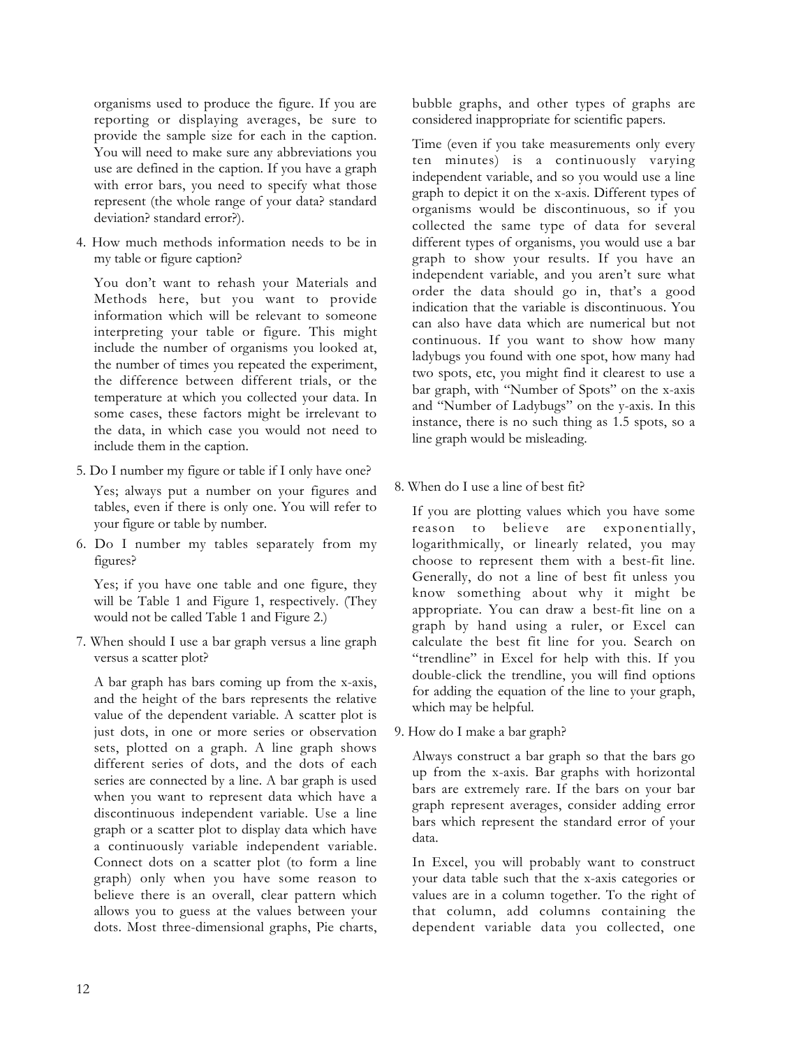organisms used to produce the figure. If you are reporting or displaying averages, be sure to provide the sample size for each in the caption. You will need to make sure any abbreviations you use are defined in the caption. If you have a graph with error bars, you need to specify what those represent (the whole range of your data? standard deviation? standard error?).

4. How much methods information needs to be in my table or figure caption?

   You don't want to rehash your Materials and Methods here, but you want to provide information which will be relevant to someone interpreting your table or figure. This might include the number of organisms you looked at, the number of times you repeated the experiment, the difference between different trials, or the temperature at which you collected your data. In some cases, these factors might be irrelevant to the data, in which case you would not need to include them in the caption.

5. Do I number my figure or table if I only have one?

   Yes; always put a number on your figures and tables, even if there is only one. You will refer to your figure or table by number.

6. Do I number my tables separately from my figures?

   Yes; if you have one table and one figure, they will be Table 1 and Figure 1, respectively. (They would not be called Table 1 and Figure 2.)

7. When should I use a bar graph versus a line graph versus a scatter plot?

   A bar graph has bars coming up from the x-axis, and the height of the bars represents the relative value of the dependent variable. A scatter plot is just dots, in one or more series or observation sets, plotted on a graph. A line graph shows different series of dots, and the dots of each series are connected by a line. A bar graph is used when you want to represent data which have a discontinuous independent variable. Use a line graph or a scatter plot to display data which have a continuously variable independent variable. Connect dots on a scatter plot (to form a line graph) only when you have some reason to believe there is an overall, clear pattern which allows you to guess at the values between your dots. Most three-dimensional graphs, Pie charts, bubble graphs, and other types of graphs are considered inappropriate for scientific papers.

   Time (even if you take measurements only every ten minutes) is a continuously varying independent variable, and so you would use a line graph to depict it on the x-axis. Different types of organisms would be discontinuous, so if you collected the same type of data for several different types of organisms, you would use a bar graph to show your results. If you have an independent variable, and you aren't sure what order the data should go in, that's a good indication that the variable is discontinuous. You can also have data which are numerical but not continuous. If you want to show how many ladybugs you found with one spot, how many had two spots, etc, you might find it clearest to use a bar graph, with "Number of Spots" on the x-axis and "Number of Ladybugs" on the y-axis. In this instance, there is no such thing as 1.5 spots, so a line graph would be misleading.

8. When do I use a line of best fit?

   If you are plotting values which you have some reason to believe are exponentially, logarithmically, or linearly related, you may choose to represent them with a best-fit line. Generally, do not a line of best fit unless you know something about why it might be appropriate. You can draw a best-fit line on a graph by hand using a ruler, or Excel can calculate the best fit line for you. Search on "trendline" in Excel for help with this. If you double-click the trendline, you will find options for adding the equation of the line to your graph, which may be helpful.

9. How do I make a bar graph?

   Always construct a bar graph so that the bars go up from the x-axis. Bar graphs with horizontal bars are extremely rare. If the bars on your bar graph represent averages, consider adding error bars which represent the standard error of your data.

   In Excel, you will probably want to construct your data table such that the x-axis categories or values are in a column together. To the right of that column, add columns containing the dependent variable data you collected, one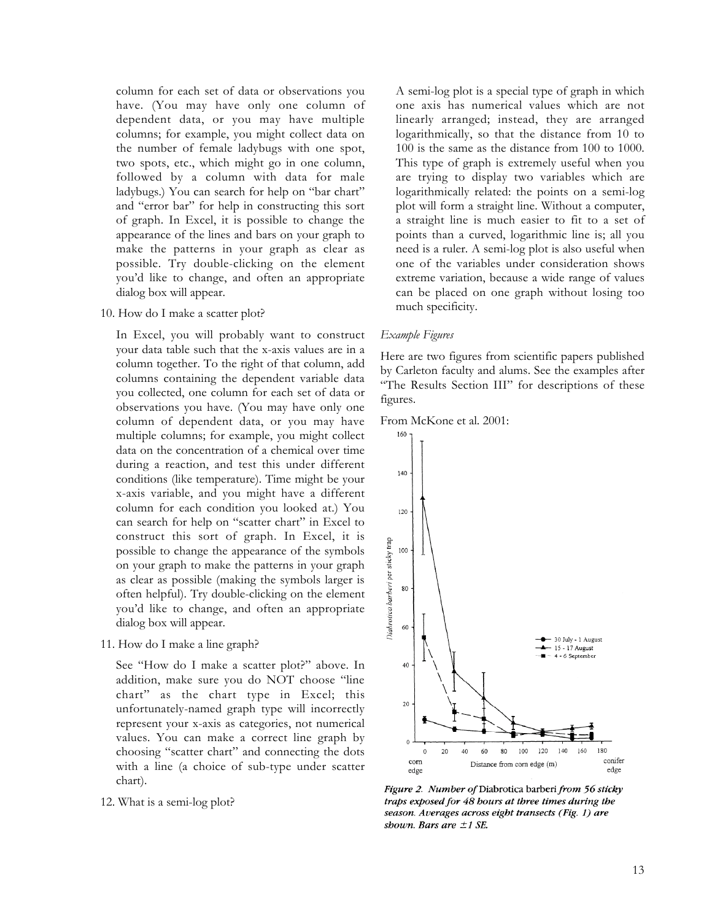column for each set of data or observations you have. (You may have only one column of dependent data, or you may have multiple columns; for example, you might collect data on the number of female ladybugs with one spot, two spots, etc., which might go in one column, followed by a column with data for male ladybugs.) You can search for help on "bar chart" and "error bar" for help in constructing this sort of graph. In Excel, it is possible to change the appearance of the lines and bars on your graph to make the patterns in your graph as clear as possible. Try double-clicking on the element you'd like to change, and often an appropriate dialog box will appear.

10. How do I make a scatter plot?

    In Excel, you will probably want to construct your data table such that the x-axis values are in a column together. To the right of that column, add columns containing the dependent variable data you collected, one column for each set of data or observations you have. (You may have only one column of dependent data, or you may have multiple columns; for example, you might collect data on the concentration of a chemical over time during a reaction, and test this under different conditions (like temperature). Time might be your x-axis variable, and you might have a different column for each condition you looked at.) You can search for help on "scatter chart" in Excel to construct this sort of graph. In Excel, it is possible to change the appearance of the symbols on your graph to make the patterns in your graph as clear as possible (making the symbols larger is often helpful). Try double-clicking on the element you'd like to change, and often an appropriate dialog box will appear.

11. How do I make a line graph?

    See "How do I make a scatter plot?" above. In addition, make sure you do NOT choose "line chart" as the chart type in Excel; this unfortunately-named graph type will incorrectly represent your x-axis as categories, not numerical values. You can make a correct line graph by choosing "scatter chart" and connecting the dots with a line (a choice of sub-type under scatter chart).

12. What is a semi-log plot?

    A semi-log plot is a special type of graph in which one axis has numerical values which are not linearly arranged; instead, they are arranged logarithmically, so that the distance from 10 to 100 is the same as the distance from 100 to 1000. This type of graph is extremely useful when you are trying to display two variables which are logarithmically related: the points on a semi-log plot will form a straight line. Without a computer, a straight line is much easier to fit to a set of points than a curved, logarithmic line is; all you need is a ruler. A semi-log plot is also useful when one of the variables under consideration shows extreme variation, because a wide range of values can be placed on one graph without losing too much specificity.

*Example Figures*

Here are two figures from scientific papers published by Carleton faculty and alums. See the examples after "The Results Section III" for descriptions of these figures.

From McKone et al. 2001:

***Figure 2.** Number of* Diabrotica barberi *from 56 sticky traps exposed for 48 hours at three times during the season. Averages across eight transects (Fig. 1) are shown. Bars are ±1 SE.*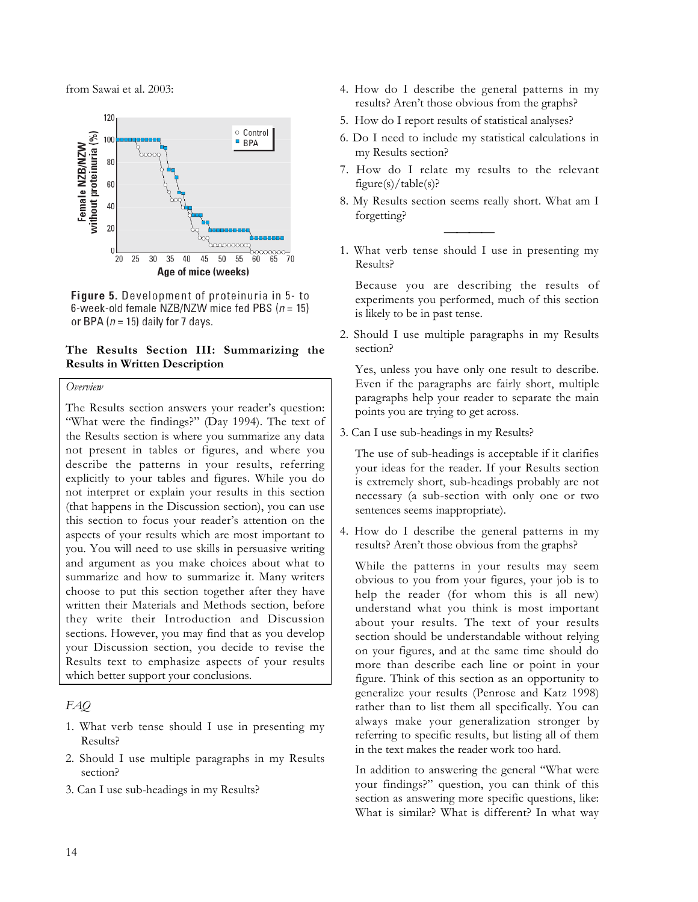from Sawai et al. 2003:

**Figure 5.** Development of proteinuria in 5- to 6-week-old female NZB/NZW mice fed PBS ($n$ = 15) or BPA ($n$ = 15) daily for 7 days.

### The Results Section III: Summarizing the Results in Written Description

*Overview*

The Results section answers your reader's question: "What were the findings?" (Day 1994). The text of the Results section is where you summarize any data not present in tables or figures, and where you describe the patterns in your results, referring explicitly to your tables and figures. While you do not interpret or explain your results in this section (that happens in the Discussion section), you can use this section to focus your reader's attention on the aspects of your results which are most important to you. You will need to use skills in persuasive writing and argument as you make choices about what to summarize and how to summarize it. Many writers choose to put this section together after they have written their Materials and Methods section, before they write their Introduction and Discussion sections. However, you may find that as you develop your Discussion section, you decide to revise the Results text to emphasize aspects of your results which better support your conclusions.

*FAQ*

1. What verb tense should I use in presenting my Results?
2. Should I use multiple paragraphs in my Results section?
3. Can I use sub-headings in my Results?
4. How do I describe the general patterns in my results? Aren't those obvious from the graphs?
5. How do I report results of statistical analyses?
6. Do I need to include my statistical calculations in my Results section?
7. How do I relate my results to the relevant figure(s)/table(s)?
8. My Results section seems really short. What am I forgetting?

---

1. What verb tense should I use in presenting my Results?

   Because you are describing the results of experiments you performed, much of this section is likely to be in past tense.

2. Should I use multiple paragraphs in my Results section?

   Yes, unless you have only one result to describe. Even if the paragraphs are fairly short, multiple paragraphs help your reader to separate the main points you are trying to get across.

3. Can I use sub-headings in my Results?

   The use of sub-headings is acceptable if it clarifies your ideas for the reader. If your Results section is extremely short, sub-headings probably are not necessary (a sub-section with only one or two sentences seems inappropriate).

4. How do I describe the general patterns in my results? Aren't those obvious from the graphs?

   While the patterns in your results may seem obvious to you from your figures, your job is to help the reader (for whom this is all new) understand what you think is most important about your results. The text of your results section should be understandable without relying on your figures, and at the same time should do more than describe each line or point in your figure. Think of this section as an opportunity to generalize your results (Penrose and Katz 1998) rather than to list them all specifically. You can always make your generalization stronger by referring to specific results, but listing all of them in the text makes the reader work too hard.

   In addition to answering the general "What were your findings?" question, you can think of this section as answering more specific questions, like: What is similar? What is different? In what way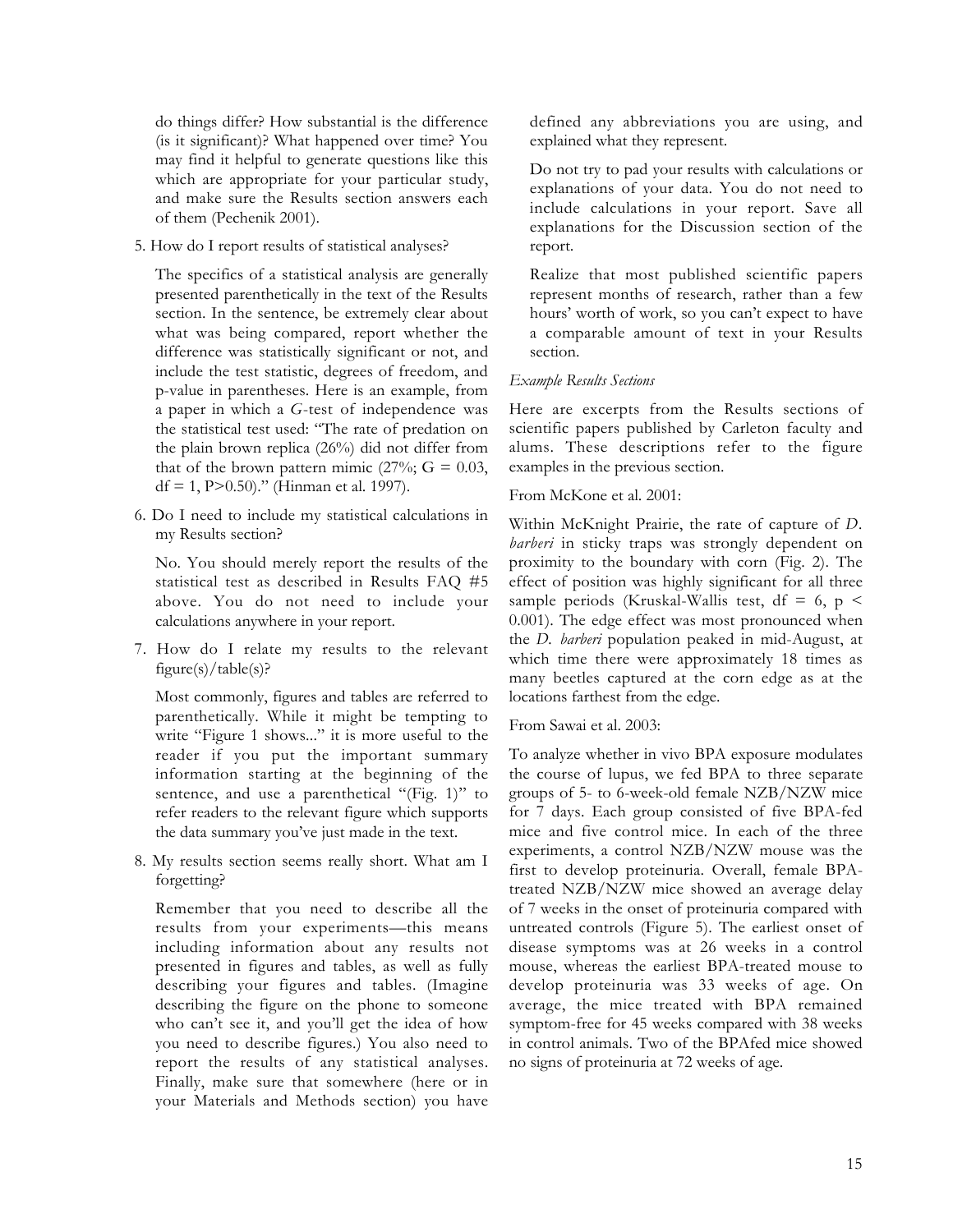do things differ? How substantial is the difference (is it significant)? What happened over time? You may find it helpful to generate questions like this which are appropriate for your particular study, and make sure the Results section answers each of them (Pechenik 2001).

5. How do I report results of statistical analyses?

   The specifics of a statistical analysis are generally presented parenthetically in the text of the Results section. In the sentence, be extremely clear about what was being compared, report whether the difference was statistically significant or not, and include the test statistic, degrees of freedom, and p-value in parentheses. Here is an example, from a paper in which a *G*-test of independence was the statistical test used: "The rate of predation on the plain brown replica (26%) did not differ from that of the brown pattern mimic (27%; $G = 0.03$, $df = 1$, $P>0.50$)." (Hinman et al. 1997).

6. Do I need to include my statistical calculations in my Results section?

   No. You should merely report the results of the statistical test as described in Results FAQ #5 above. You do not need to include your calculations anywhere in your report.

7. How do I relate my results to the relevant figure(s)/table(s)?

   Most commonly, figures and tables are referred to parenthetically. While it might be tempting to write "Figure 1 shows..." it is more useful to the reader if you put the important summary information starting at the beginning of the sentence, and use a parenthetical "(Fig. 1)" to refer readers to the relevant figure which supports the data summary you've just made in the text.

8. My results section seems really short. What am I forgetting?

   Remember that you need to describe all the results from your experiments—this means including information about any results not presented in figures and tables, as well as fully describing your figures and tables. (Imagine describing the figure on the phone to someone who can't see it, and you'll get the idea of how you need to describe figures.) You also need to report the results of any statistical analyses. Finally, make sure that somewhere (here or in your Materials and Methods section) you have defined any abbreviations you are using, and explained what they represent.

   Do not try to pad your results with calculations or explanations of your data. You do not need to include calculations in your report. Save all explanations for the Discussion section of the report.

   Realize that most published scientific papers represent months of research, rather than a few hours' worth of work, so you can't expect to have a comparable amount of text in your Results section.

*Example Results Sections*

Here are excerpts from the Results sections of scientific papers published by Carleton faculty and alums. These descriptions refer to the figure examples in the previous section.

From McKone et al. 2001:

Within McKnight Prairie, the rate of capture of *D. barberi* in sticky traps was strongly dependent on proximity to the boundary with corn (Fig. 2). The effect of position was highly significant for all three sample periods (Kruskal-Wallis test, $df = 6$, $p < 0.001$). The edge effect was most pronounced when the *D. barberi* population peaked in mid-August, at which time there were approximately 18 times as many beetles captured at the corn edge as at the locations farthest from the edge.

From Sawai et al. 2003:

To analyze whether in vivo BPA exposure modulates the course of lupus, we fed BPA to three separate groups of 5- to 6-week-old female NZB/NZW mice for 7 days. Each group consisted of five BPA-fed mice and five control mice. In each of the three experiments, a control NZB/NZW mouse was the first to develop proteinuria. Overall, female BPA-treated NZB/NZW mice showed an average delay of 7 weeks in the onset of proteinuria compared with untreated controls (Figure 5). The earliest onset of disease symptoms was at 26 weeks in a control mouse, whereas the earliest BPA-treated mouse to develop proteinuria was 33 weeks of age. On average, the mice treated with BPA remained symptom-free for 45 weeks compared with 38 weeks in control animals. Two of the BPAfed mice showed no signs of proteinuria at 72 weeks of age.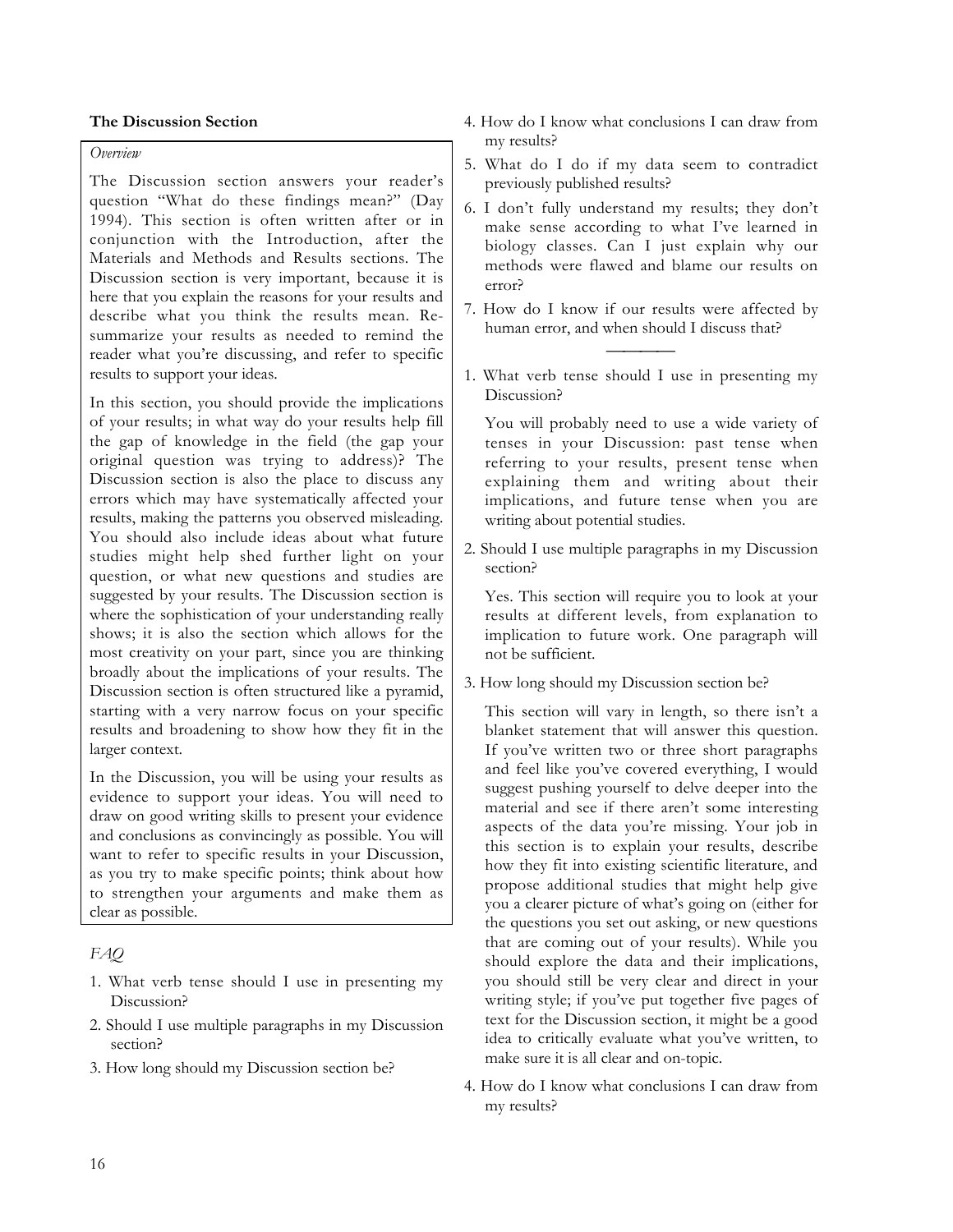**The Discussion Section**

*Overview*

The Discussion section answers your reader's question "What do these findings mean?" (Day 1994). This section is often written after or in conjunction with the Introduction, after the Materials and Methods and Results sections. The Discussion section is very important, because it is here that you explain the reasons for your results and describe what you think the results mean. Re-summarize your results as needed to remind the reader what you're discussing, and refer to specific results to support your ideas.

In this section, you should provide the implications of your results; in what way do your results help fill the gap of knowledge in the field (the gap your original question was trying to address)? The Discussion section is also the place to discuss any errors which may have systematically affected your results, making the patterns you observed misleading. You should also include ideas about what future studies might help shed further light on your question, or what new questions and studies are suggested by your results. The Discussion section is where the sophistication of your understanding really shows; it is also the section which allows for the most creativity on your part, since you are thinking broadly about the implications of your results. The Discussion section is often structured like a pyramid, starting with a very narrow focus on your specific results and broadening to show how they fit in the larger context.

In the Discussion, you will be using your results as evidence to support your ideas. You will need to draw on good writing skills to present your evidence and conclusions as convincingly as possible. You will want to refer to specific results in your Discussion, as you try to make specific points; think about how to strengthen your arguments and make them as clear as possible.

*FAQ*

1. What verb tense should I use in presenting my Discussion?
2. Should I use multiple paragraphs in my Discussion section?
3. How long should my Discussion section be?
4. How do I know what conclusions I can draw from my results?
5. What do I do if my data seem to contradict previously published results?
6. I don't fully understand my results; they don't make sense according to what I've learned in biology classes. Can I just explain why our methods were flawed and blame our results on error?
7. How do I know if our results were affected by human error, and when should I discuss that?

---

1. What verb tense should I use in presenting my Discussion?

   You will probably need to use a wide variety of tenses in your Discussion: past tense when referring to your results, present tense when explaining them and writing about their implications, and future tense when you are writing about potential studies.

2. Should I use multiple paragraphs in my Discussion section?

   Yes. This section will require you to look at your results at different levels, from explanation to implication to future work. One paragraph will not be sufficient.

3. How long should my Discussion section be?

   This section will vary in length, so there isn't a blanket statement that will answer this question. If you've written two or three short paragraphs and feel like you've covered everything, I would suggest pushing yourself to delve deeper into the material and see if there aren't some interesting aspects of the data you're missing. Your job in this section is to explain your results, describe how they fit into existing scientific literature, and propose additional studies that might help give you a clearer picture of what's going on (either for the questions you set out asking, or new questions that are coming out of your results). While you should explore the data and their implications, you should still be very clear and direct in your writing style; if you've put together five pages of text for the Discussion section, it might be a good idea to critically evaluate what you've written, to make sure it is all clear and on-topic.

4. How do I know what conclusions I can draw from my results?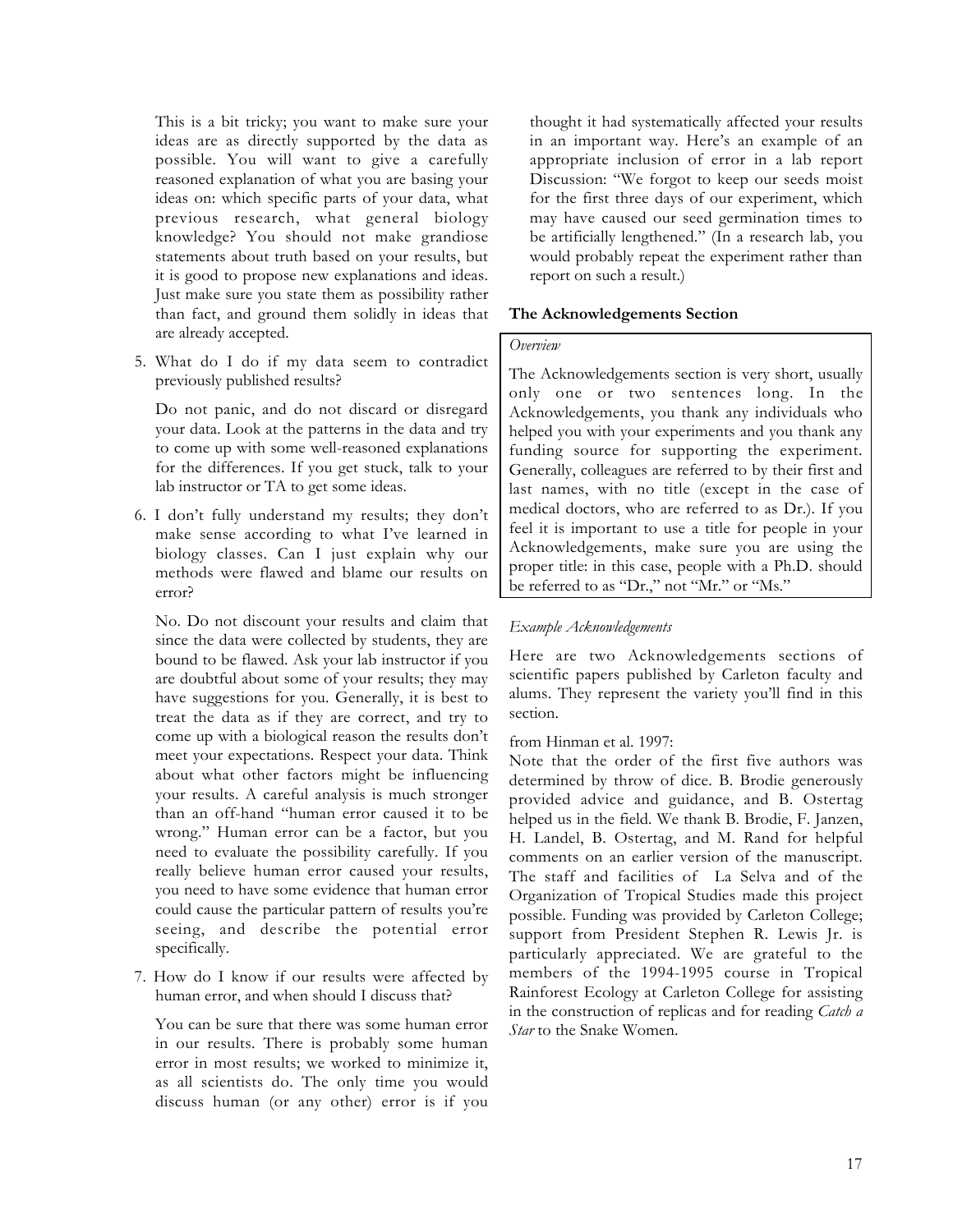This is a bit tricky; you want to make sure your ideas are as directly supported by the data as possible. You will want to give a carefully reasoned explanation of what you are basing your ideas on: which specific parts of your data, what previous research, what general biology knowledge? You should not make grandiose statements about truth based on your results, but it is good to propose new explanations and ideas. Just make sure you state them as possibility rather than fact, and ground them solidly in ideas that are already accepted.

5. What do I do if my data seem to contradict previously published results?

   Do not panic, and do not discard or disregard your data. Look at the patterns in the data and try to come up with some well-reasoned explanations for the differences. If you get stuck, talk to your lab instructor or TA to get some ideas.

6. I don't fully understand my results; they don't make sense according to what I've learned in biology classes. Can I just explain why our methods were flawed and blame our results on error?

   No. Do not discount your results and claim that since the data were collected by students, they are bound to be flawed. Ask your lab instructor if you are doubtful about some of your results; they may have suggestions for you. Generally, it is best to treat the data as if they are correct, and try to come up with a biological reason the results don't meet your expectations. Respect your data. Think about what other factors might be influencing your results. A careful analysis is much stronger than an off-hand "human error caused it to be wrong." Human error can be a factor, but you need to evaluate the possibility carefully. If you really believe human error caused your results, you need to have some evidence that human error could cause the particular pattern of results you're seeing, and describe the potential error specifically.

7. How do I know if our results were affected by human error, and when should I discuss that?

   You can be sure that there was some human error in our results. There is probably some human error in most results; we worked to minimize it, as all scientists do. The only time you would discuss human (or any other) error is if you thought it had systematically affected your results in an important way. Here's an example of an appropriate inclusion of error in a lab report Discussion: "We forgot to keep our seeds moist for the first three days of our experiment, which may have caused our seed germination times to be artificially lengthened." (In a research lab, you would probably repeat the experiment rather than report on such a result.)

### The Acknowledgements Section

*Overview*

The Acknowledgements section is very short, usually only one or two sentences long. In the Acknowledgements, you thank any individuals who helped you with your experiments and you thank any funding source for supporting the experiment. Generally, colleagues are referred to by their first and last names, with no title (except in the case of medical doctors, who are referred to as Dr.). If you feel it is important to use a title for people in your Acknowledgements, make sure you are using the proper title: in this case, people with a Ph.D. should be referred to as "Dr.," not "Mr." or "Ms."

*Example Acknowledgements*

Here are two Acknowledgements sections of scientific papers published by Carleton faculty and alums. They represent the variety you'll find in this section.

from Hinman et al. 1997:
Note that the order of the first five authors was determined by throw of dice. B. Brodie generously provided advice and guidance, and B. Ostertag helped us in the field. We thank B. Brodie, F. Janzen, H. Landel, B. Ostertag, and M. Rand for helpful comments on an earlier version of the manuscript. The staff and facilities of La Selva and of the Organization of Tropical Studies made this project possible. Funding was provided by Carleton College; support from President Stephen R. Lewis Jr. is particularly appreciated. We are grateful to the members of the 1994-1995 course in Tropical Rainforest Ecology at Carleton College for assisting in the construction of replicas and for reading *Catch a Star* to the Snake Women.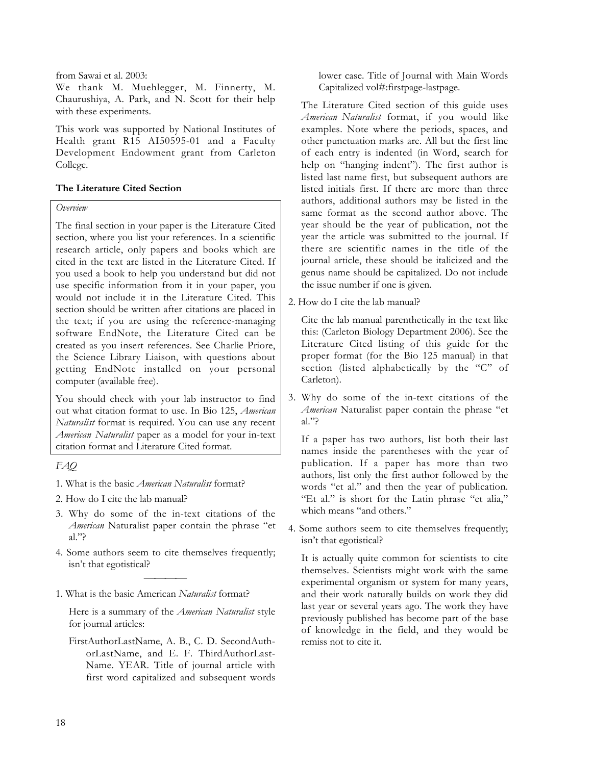from Sawai et al. 2003:

We thank M. Muehlegger, M. Finnerty, M. Chaurushiya, A. Park, and N. Scott for their help with these experiments.

This work was supported by National Institutes of Health grant R15 AI50595-01 and a Faculty Development Endowment grant from Carleton College.

**The Literature Cited Section**

*Overview*

The final section in your paper is the Literature Cited section, where you list your references. In a scientific research article, only papers and books which are cited in the text are listed in the Literature Cited. If you used a book to help you understand but did not use specific information from it in your paper, you would not include it in the Literature Cited. This section should be written after citations are placed in the text; if you are using the reference-managing software EndNote, the Literature Cited can be created as you insert references. See Charlie Priore, the Science Library Liaison, with questions about getting EndNote installed on your personal computer (available free).

You should check with your lab instructor to find out what citation format to use. In Bio 125, *American Naturalist* format is required. You can use any recent *American Naturalist* paper as a model for your in-text citation format and Literature Cited format.

*FAQ*

1. What is the basic *American Naturalist* format?
2. How do I cite the lab manual?
3. Why do some of the in-text citations of the *American* Naturalist paper contain the phrase "et al."?
4. Some authors seem to cite themselves frequently; isn't that egotistical?

---

1. What is the basic American *Naturalist* format?

   Here is a summary of the *American Naturalist* style for journal articles:

   FirstAuthorLastName, A. B., C. D. SecondAuthorLastName, and E. F. ThirdAuthorLastName. YEAR. Title of journal article with first word capitalized and subsequent words lower case. Title of Journal with Main Words Capitalized vol#:firstpage-lastpage.

   The Literature Cited section of this guide uses *American Naturalist* format, if you would like examples. Note where the periods, spaces, and other punctuation marks are. All but the first line of each entry is indented (in Word, search for help on "hanging indent"). The first author is listed last name first, but subsequent authors are listed initials first. If there are more than three authors, additional authors may be listed in the same format as the second author above. The year should be the year of publication, not the year the article was submitted to the journal. If there are scientific names in the title of the journal article, these should be italicized and the genus name should be capitalized. Do not include the issue number if one is given.

2. How do I cite the lab manual?

   Cite the lab manual parenthetically in the text like this: (Carleton Biology Department 2006). See the Literature Cited listing of this guide for the proper format (for the Bio 125 manual) in that section (listed alphabetically by the "C" of Carleton).

3. Why do some of the in-text citations of the *American* Naturalist paper contain the phrase "et al."?

   If a paper has two authors, list both their last names inside the parentheses with the year of publication. If a paper has more than two authors, list only the first author followed by the words "et al." and then the year of publication. "Et al." is short for the Latin phrase "et alia," which means "and others."

4. Some authors seem to cite themselves frequently; isn't that egotistical?

   It is actually quite common for scientists to cite themselves. Scientists might work with the same experimental organism or system for many years, and their work naturally builds on work they did last year or several years ago. The work they have previously published has become part of the base of knowledge in the field, and they would be remiss not to cite it.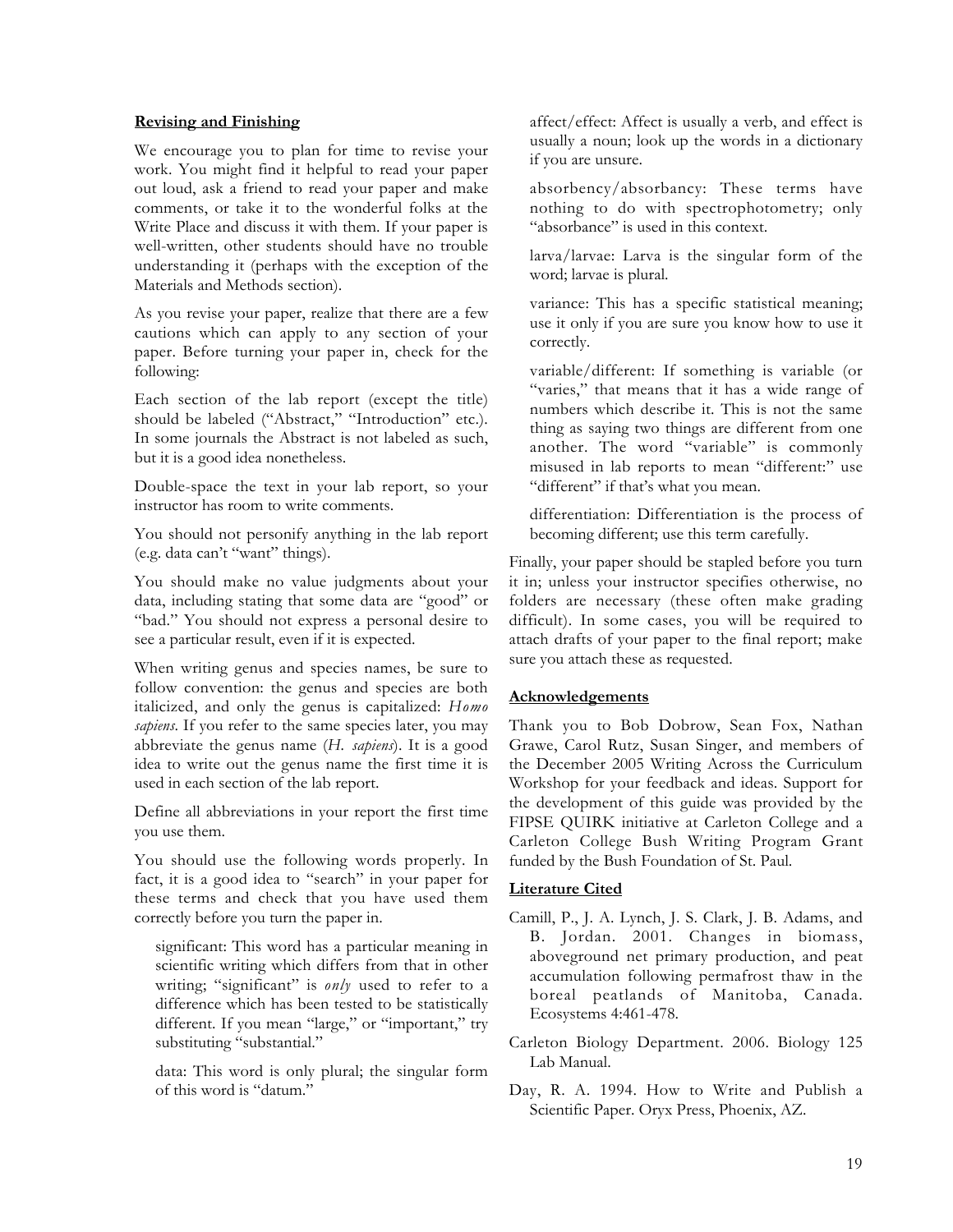## Revising and Finishing

We encourage you to plan for time to revise your work. You might find it helpful to read your paper out loud, ask a friend to read your paper and make comments, or take it to the wonderful folks at the Write Place and discuss it with them. If your paper is well-written, other students should have no trouble understanding it (perhaps with the exception of the Materials and Methods section).

As you revise your paper, realize that there are a few cautions which can apply to any section of your paper. Before turning your paper in, check for the following:

Each section of the lab report (except the title) should be labeled ("Abstract," "Introduction" etc.). In some journals the Abstract is not labeled as such, but it is a good idea nonetheless.

Double-space the text in your lab report, so your instructor has room to write comments.

You should not personify anything in the lab report (e.g. data can't "want" things).

You should make no value judgments about your data, including stating that some data are "good" or "bad." You should not express a personal desire to see a particular result, even if it is expected.

When writing genus and species names, be sure to follow convention: the genus and species are both italicized, and only the genus is capitalized: *Homo sapiens*. If you refer to the same species later, you may abbreviate the genus name (*H. sapiens*). It is a good idea to write out the genus name the first time it is used in each section of the lab report.

Define all abbreviations in your report the first time you use them.

You should use the following words properly. In fact, it is a good idea to "search" in your paper for these terms and check that you have used them correctly before you turn the paper in.

> significant: This word has a particular meaning in scientific writing which differs from that in other writing; "significant" is *only* used to refer to a difference which has been tested to be statistically different. If you mean "large," or "important," try substituting "substantial."
>
> data: This word is only plural; the singular form of this word is "datum."
>
> affect/effect: Affect is usually a verb, and effect is usually a noun; look up the words in a dictionary if you are unsure.
>
> absorbency/absorbancy: These terms have nothing to do with spectrophotometry; only "absorbance" is used in this context.
>
> larva/larvae: Larva is the singular form of the word; larvae is plural.
>
> variance: This has a specific statistical meaning; use it only if you are sure you know how to use it correctly.
>
> variable/different: If something is variable (or "varies," that means that it has a wide range of numbers which describe it. This is not the same thing as saying two things are different from one another. The word "variable" is commonly misused in lab reports to mean "different:" use "different" if that's what you mean.
>
> differentiation: Differentiation is the process of becoming different; use this term carefully.

Finally, your paper should be stapled before you turn it in; unless your instructor specifies otherwise, no folders are necessary (these often make grading difficult). In some cases, you will be required to attach drafts of your paper to the final report; make sure you attach these as requested.

## Acknowledgements

Thank you to Bob Dobrow, Sean Fox, Nathan Grawe, Carol Rutz, Susan Singer, and members of the December 2005 Writing Across the Curriculum Workshop for your feedback and ideas. Support for the development of this guide was provided by the FIPSE QUIRK initiative at Carleton College and a Carleton College Bush Writing Program Grant funded by the Bush Foundation of St. Paul.

## Literature Cited

Camill, P., J. A. Lynch, J. S. Clark, J. B. Adams, and B. Jordan. 2001. Changes in biomass, aboveground net primary production, and peat accumulation following permafrost thaw in the boreal peatlands of Manitoba, Canada. Ecosystems 4:461-478.

Carleton Biology Department. 2006. Biology 125 Lab Manual.

Day, R. A. 1994. How to Write and Publish a Scientific Paper. Oryx Press, Phoenix, AZ.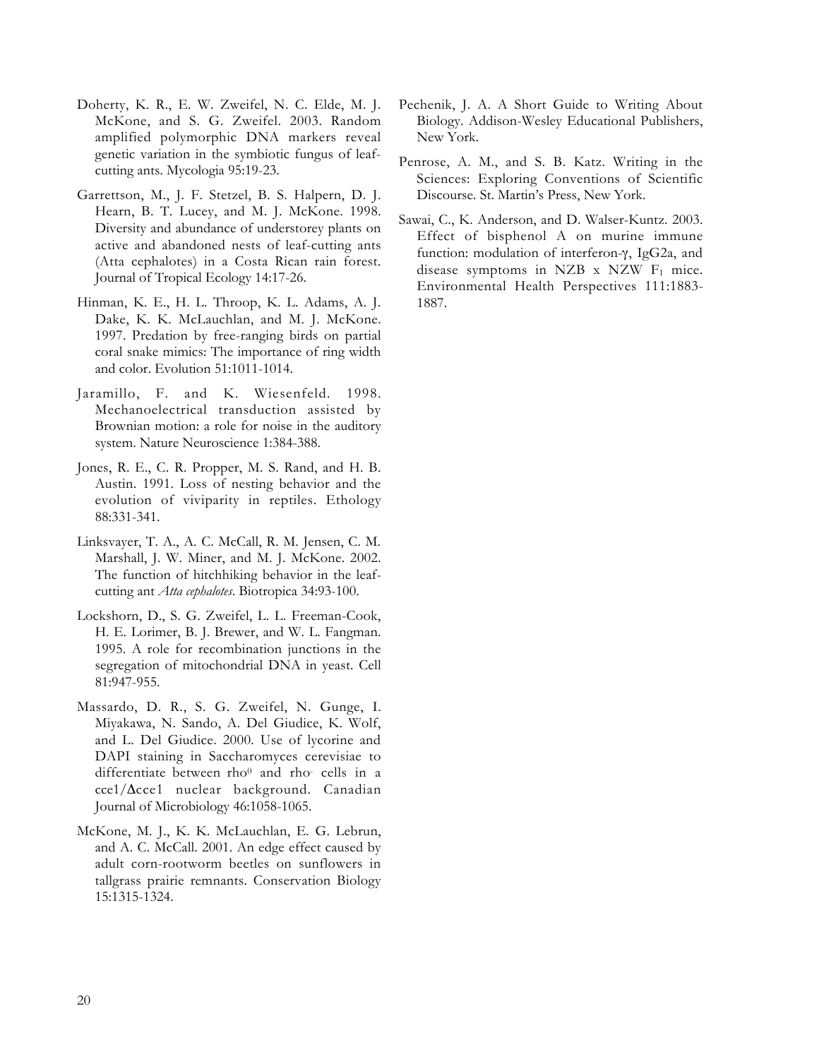Doherty, K. R., E. W. Zweifel, N. C. Elde, M. J. McKone, and S. G. Zweifel. 2003. Random amplified polymorphic DNA markers reveal genetic variation in the symbiotic fungus of leaf-cutting ants. Mycologia 95:19-23.

Garrettson, M., J. F. Stetzel, B. S. Halpern, D. J. Hearn, B. T. Lucey, and M. J. McKone. 1998. Diversity and abundance of understorey plants on active and abandoned nests of leaf-cutting ants (Atta cephalotes) in a Costa Rican rain forest. Journal of Tropical Ecology 14:17-26.

Hinman, K. E., H. L. Throop, K. L. Adams, A. J. Dake, K. K. McLauchlan, and M. J. McKone. 1997. Predation by free-ranging birds on partial coral snake mimics: The importance of ring width and color. Evolution 51:1011-1014.

Jaramillo, F. and K. Wiesenfeld. 1998. Mechanoelectrical transduction assisted by Brownian motion: a role for noise in the auditory system. Nature Neuroscience 1:384-388.

Jones, R. E., C. R. Propper, M. S. Rand, and H. B. Austin. 1991. Loss of nesting behavior and the evolution of viviparity in reptiles. Ethology 88:331-341.

Linksvayer, T. A., A. C. McCall, R. M. Jensen, C. M. Marshall, J. W. Miner, and M. J. McKone. 2002. The function of hitchhiking behavior in the leaf-cutting ant *Atta cephalotes*. Biotropica 34:93-100.

Lockshorn, D., S. G. Zweifel, L. L. Freeman-Cook, H. E. Lorimer, B. J. Brewer, and W. L. Fangman. 1995. A role for recombination junctions in the segregation of mitochondrial DNA in yeast. Cell 81:947-955.

Massardo, D. R., S. G. Zweifel, N. Gunge, I. Miyakawa, N. Sando, A. Del Giudice, K. Wolf, and L. Del Giudice. 2000. Use of lycorine and DAPI staining in Saccharomyces cerevisiae to differentiate between $rho^0$ and $rho^-$ cells in a cce1/Δcce1 nuclear background. Canadian Journal of Microbiology 46:1058-1065.

McKone, M. J., K. K. McLauchlan, E. G. Lebrun, and A. C. McCall. 2001. An edge effect caused by adult corn-rootworm beetles on sunflowers in tallgrass prairie remnants. Conservation Biology 15:1315-1324.

Pechenik, J. A. A Short Guide to Writing About Biology. Addison-Wesley Educational Publishers, New York.

Penrose, A. M., and S. B. Katz. Writing in the Sciences: Exploring Conventions of Scientific Discourse. St. Martin's Press, New York.

Sawai, C., K. Anderson, and D. Walser-Kuntz. 2003. Effect of bisphenol A on murine immune function: modulation of interferon-γ, IgG2a, and disease symptoms in NZB x NZW $F_1$ mice. Environmental Health Perspectives 111:1883-1887.